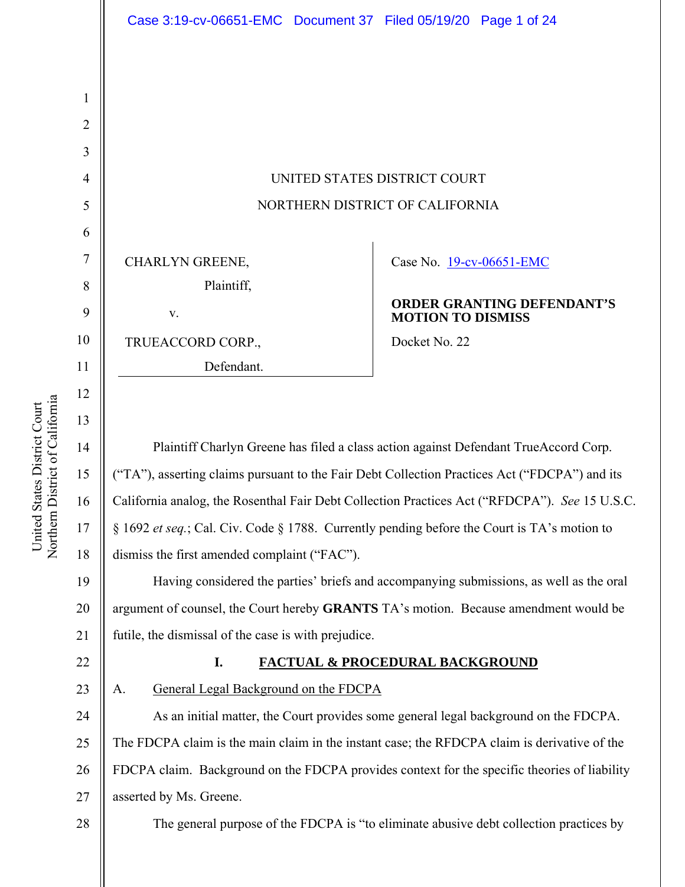UNITED STATES DISTRICT COURT

NORTHERN DISTRICT OF CALIFORNIA

| | |
|---|---|
| CHARLYN GREENE,<br>Plaintiff,<br>v.<br>TRUEACCORD CORP.,<br>Defendant. | Case No. 19-cv-06651-EMC<br><br>**ORDER GRANTING DEFENDANT'S MOTION TO DISMISS**<br><br>Docket No. 22 |

Plaintiff Charlyn Greene has filed a class action against Defendant TrueAccord Corp. ("TA"), asserting claims pursuant to the Fair Debt Collection Practices Act ("FDCPA") and its California analog, the Rosenthal Fair Debt Collection Practices Act ("RFDCPA"). *See* 15 U.S.C. § 1692 *et seq.*; Cal. Civ. Code § 1788. Currently pending before the Court is TA's motion to dismiss the first amended complaint ("FAC").

Having considered the parties' briefs and accompanying submissions, as well as the oral argument of counsel, the Court hereby **GRANTS** TA's motion. Because amendment would be futile, the dismissal of the case is with prejudice.

## I. FACTUAL & PROCEDURAL BACKGROUND

### A. General Legal Background on the FDCPA

As an initial matter, the Court provides some general legal background on the FDCPA. The FDCPA claim is the main claim in the instant case; the RFDCPA claim is derivative of the FDCPA claim. Background on the FDCPA provides context for the specific theories of liability asserted by Ms. Greene.

The general purpose of the FDCPA is "to eliminate abusive debt collection practices by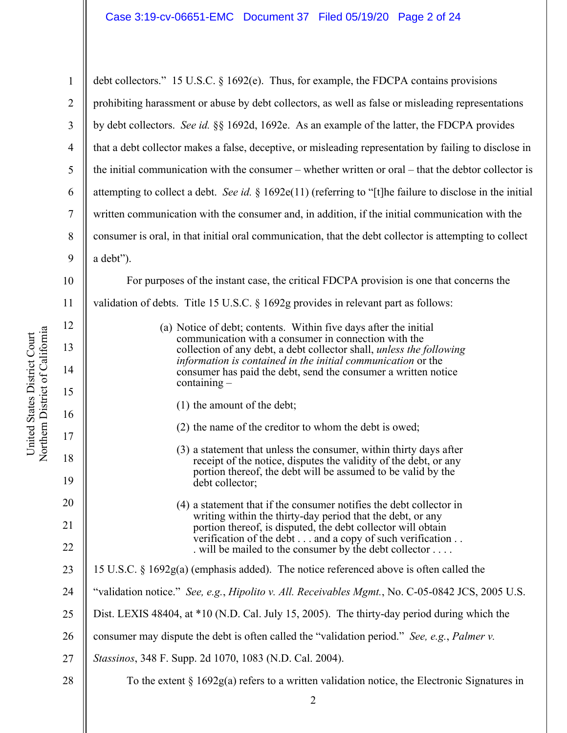debt collectors." 15 U.S.C. § 1692(e). Thus, for example, the FDCPA contains provisions prohibiting harassment or abuse by debt collectors, as well as false or misleading representations by debt collectors. *See id.* §§ 1692d, 1692e. As an example of the latter, the FDCPA provides that a debt collector makes a false, deceptive, or misleading representation by failing to disclose in the initial communication with the consumer – whether written or oral – that the debtor collector is attempting to collect a debt. *See id.* § 1692e(11) (referring to "[t]he failure to disclose in the initial written communication with the consumer and, in addition, if the initial communication with the consumer is oral, in that initial oral communication, that the debt collector is attempting to collect a debt").

For purposes of the instant case, the critical FDCPA provision is one that concerns the validation of debts. Title 15 U.S.C. § 1692g provides in relevant part as follows:

> (a) Notice of debt; contents. Within five days after the initial communication with a consumer in connection with the collection of any debt, a debt collector shall, *unless the following information is contained in the initial communication* or the consumer has paid the debt, send the consumer a written notice containing –
>
> (1) the amount of the debt;
>
> (2) the name of the creditor to whom the debt is owed;
>
> (3) a statement that unless the consumer, within thirty days after receipt of the notice, disputes the validity of the debt, or any portion thereof, the debt will be assumed to be valid by the debt collector;
>
> (4) a statement that if the consumer notifies the debt collector in writing within the thirty-day period that the debt, or any portion thereof, is disputed, the debt collector will obtain verification of the debt . . . and a copy of such verification . . . will be mailed to the consumer by the debt collector . . . .

15 U.S.C. § 1692g(a) (emphasis added). The notice referenced above is often called the "validation notice." *See, e.g.*, *Hipolito v. All. Receivables Mgmt.*, No. C-05-0842 JCS, 2005 U.S. Dist. LEXIS 48404, at *10 (N.D. Cal. July 15, 2005). The thirty-day period during which the consumer may dispute the debt is often called the "validation period." *See, e.g.*, *Palmer v. Stassinos*, 348 F. Supp. 2d 1070, 1083 (N.D. Cal. 2004).

To the extent § 1692g(a) refers to a written validation notice, the Electronic Signatures in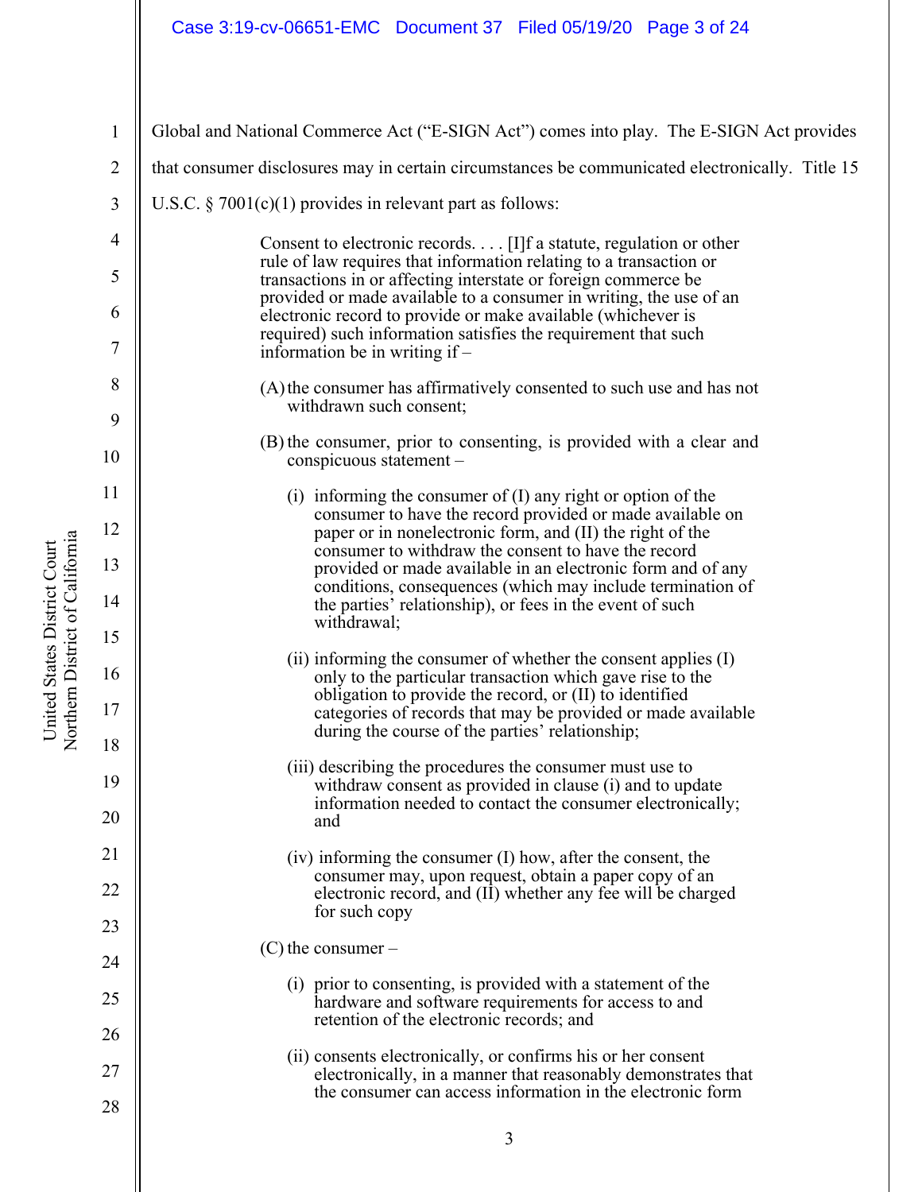Global and National Commerce Act ("E-SIGN Act") comes into play. The E-SIGN Act provides that consumer disclosures may in certain circumstances be communicated electronically. Title 15 U.S.C. § 7001(c)(1) provides in relevant part as follows:

> Consent to electronic records. . . . [I]f a statute, regulation or other rule of law requires that information relating to a transaction or transactions in or affecting interstate or foreign commerce be provided or made available to a consumer in writing, the use of an electronic record to provide or make available (whichever is required) such information satisfies the requirement that such information be in writing if –
>
> (A) the consumer has affirmatively consented to such use and has not withdrawn such consent;
>
> (B) the consumer, prior to consenting, is provided with a clear and conspicuous statement –
>
> (i) informing the consumer of (I) any right or option of the consumer to have the record provided or made available on paper or in nonelectronic form, and (II) the right of the consumer to withdraw the consent to have the record provided or made available in an electronic form and of any conditions, consequences (which may include termination of the parties' relationship), or fees in the event of such withdrawal;
>
> (ii) informing the consumer of whether the consent applies (I) only to the particular transaction which gave rise to the obligation to provide the record, or (II) to identified categories of records that may be provided or made available during the course of the parties' relationship;
>
> (iii) describing the procedures the consumer must use to withdraw consent as provided in clause (i) and to update information needed to contact the consumer electronically; and
>
> (iv) informing the consumer (I) how, after the consent, the consumer may, upon request, obtain a paper copy of an electronic record, and (II) whether any fee will be charged for such copy
>
> (C) the consumer –
>
> (i) prior to consenting, is provided with a statement of the hardware and software requirements for access to and retention of the electronic records; and
>
> (ii) consents electronically, or confirms his or her consent electronically, in a manner that reasonably demonstrates that the consumer can access information in the electronic form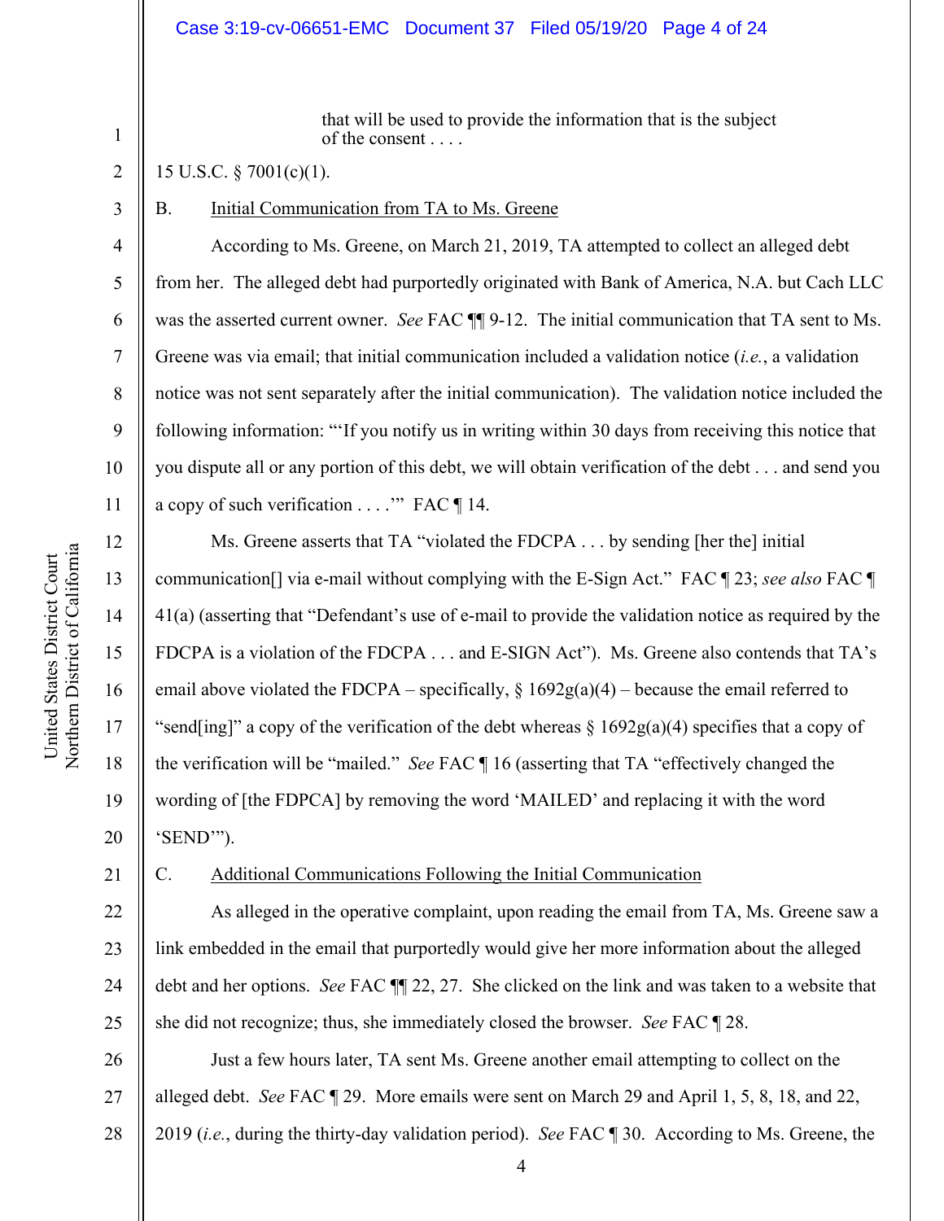> that will be used to provide the information that is the subject of the consent . . . .

15 U.S.C. § 7001(c)(1).

B. Initial Communication from TA to Ms. Greene

According to Ms. Greene, on March 21, 2019, TA attempted to collect an alleged debt from her. The alleged debt had purportedly originated with Bank of America, N.A. but Cach LLC was the asserted current owner. *See* FAC ¶¶ 9-12. The initial communication that TA sent to Ms. Greene was via email; that initial communication included a validation notice (*i.e.*, a validation notice was not sent separately after the initial communication). The validation notice included the following information: "'If you notify us in writing within 30 days from receiving this notice that you dispute all or any portion of this debt, we will obtain verification of the debt . . . and send you a copy of such verification . . . .'" FAC ¶ 14.

Ms. Greene asserts that TA "violated the FDCPA . . . by sending [her the] initial communication[] via e-mail without complying with the E-Sign Act." FAC ¶ 23; *see also* FAC ¶ 41(a) (asserting that "Defendant's use of e-mail to provide the validation notice as required by the FDCPA is a violation of the FDCPA . . . and E-SIGN Act"). Ms. Greene also contends that TA's email above violated the FDCPA – specifically, § 1692g(a)(4) – because the email referred to "send[ing]" a copy of the verification of the debt whereas § 1692g(a)(4) specifies that a copy of the verification will be "mailed." *See* FAC ¶ 16 (asserting that TA "effectively changed the wording of [the FDPCA] by removing the word 'MAILED' and replacing it with the word 'SEND'").

C. Additional Communications Following the Initial Communication

As alleged in the operative complaint, upon reading the email from TA, Ms. Greene saw a link embedded in the email that purportedly would give her more information about the alleged debt and her options. *See* FAC ¶¶ 22, 27. She clicked on the link and was taken to a website that she did not recognize; thus, she immediately closed the browser. *See* FAC ¶ 28.

Just a few hours later, TA sent Ms. Greene another email attempting to collect on the alleged debt. *See* FAC ¶ 29. More emails were sent on March 29 and April 1, 5, 8, 18, and 22, 2019 (*i.e.*, during the thirty-day validation period). *See* FAC ¶ 30. According to Ms. Greene, the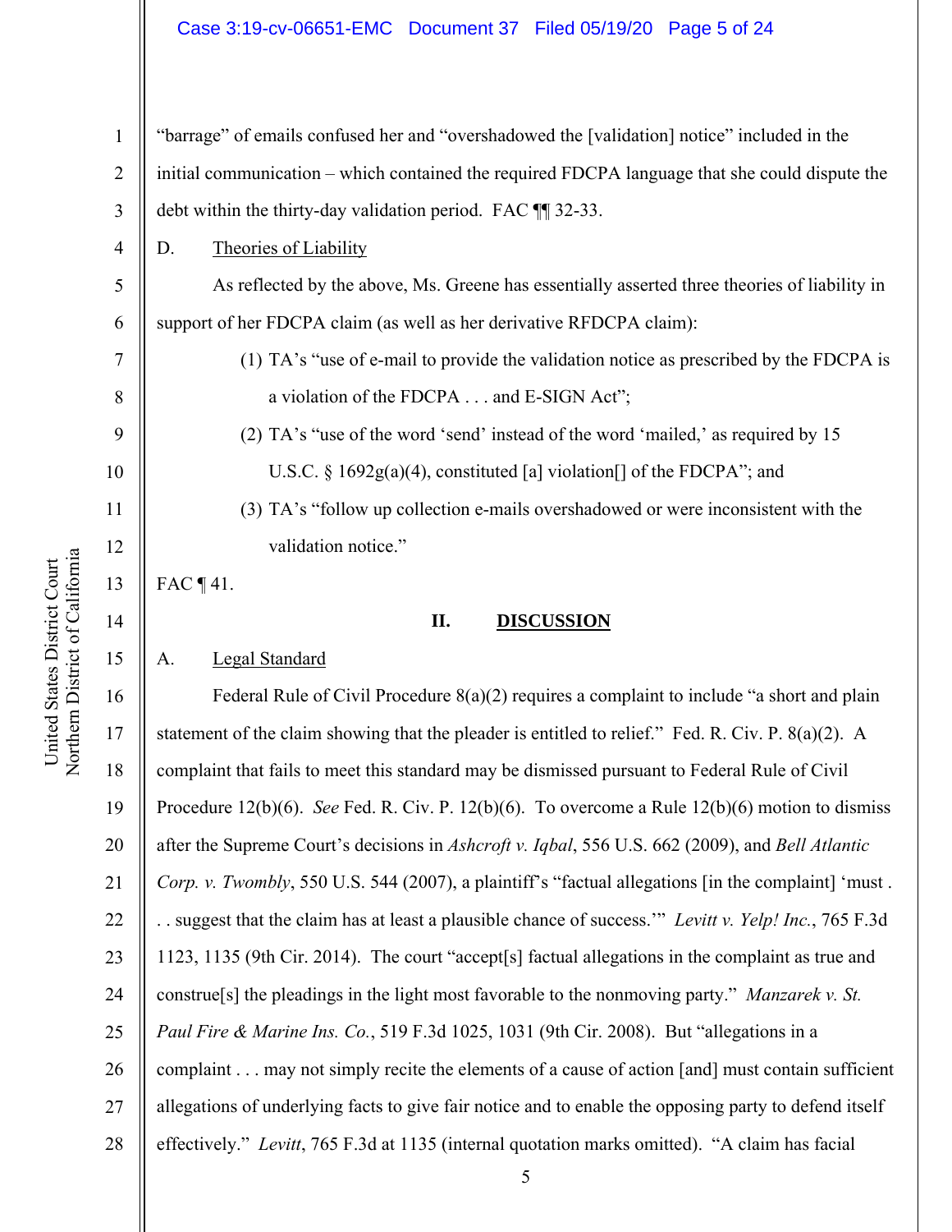"barrage" of emails confused her and "overshadowed the [validation] notice" included in the initial communication – which contained the required FDCPA language that she could dispute the debt within the thirty-day validation period. FAC ¶¶ 32-33.

D. Theories of Liability

As reflected by the above, Ms. Greene has essentially asserted three theories of liability in support of her FDCPA claim (as well as her derivative RFDCPA claim):

(1) TA's "use of e-mail to provide the validation notice as prescribed by the FDCPA is a violation of the FDCPA . . . and E-SIGN Act";

(2) TA's "use of the word 'send' instead of the word 'mailed,' as required by 15 U.S.C. § 1692g(a)(4), constituted [a] violation[] of the FDCPA"; and

(3) TA's "follow up collection e-mails overshadowed or were inconsistent with the validation notice."

FAC ¶ 41.

## II. DISCUSSION

A. Legal Standard

Federal Rule of Civil Procedure 8(a)(2) requires a complaint to include "a short and plain statement of the claim showing that the pleader is entitled to relief." Fed. R. Civ. P. 8(a)(2). A complaint that fails to meet this standard may be dismissed pursuant to Federal Rule of Civil Procedure 12(b)(6). *See* Fed. R. Civ. P. 12(b)(6). To overcome a Rule 12(b)(6) motion to dismiss after the Supreme Court's decisions in *Ashcroft v. Iqbal*, 556 U.S. 662 (2009), and *Bell Atlantic Corp. v. Twombly*, 550 U.S. 544 (2007), a plaintiff's "factual allegations [in the complaint] 'must . . . suggest that the claim has at least a plausible chance of success.'" *Levitt v. Yelp! Inc.*, 765 F.3d 1123, 1135 (9th Cir. 2014). The court "accept[s] factual allegations in the complaint as true and construe[s] the pleadings in the light most favorable to the nonmoving party." *Manzarek v. St. Paul Fire & Marine Ins. Co.*, 519 F.3d 1025, 1031 (9th Cir. 2008). But "allegations in a complaint . . . may not simply recite the elements of a cause of action [and] must contain sufficient allegations of underlying facts to give fair notice and to enable the opposing party to defend itself effectively." *Levitt*, 765 F.3d at 1135 (internal quotation marks omitted). "A claim has facial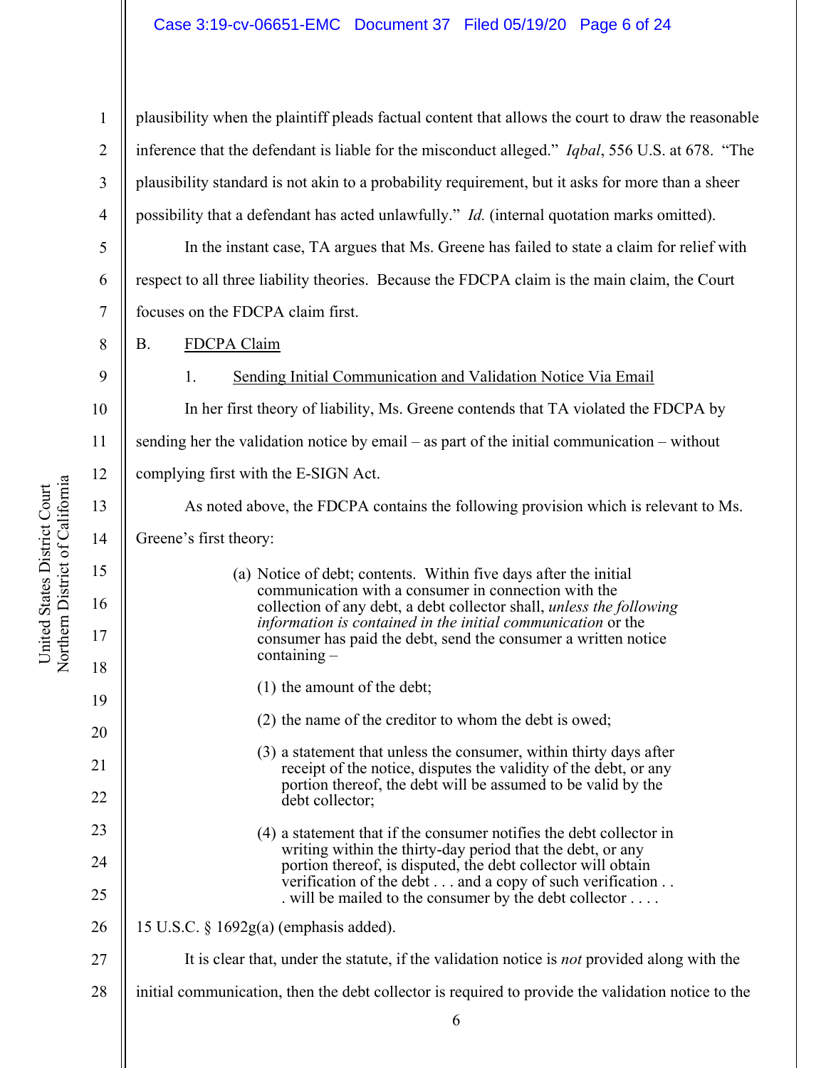plausibility when the plaintiff pleads factual content that allows the court to draw the reasonable inference that the defendant is liable for the misconduct alleged." *Iqbal*, 556 U.S. at 678. "The plausibility standard is not akin to a probability requirement, but it asks for more than a sheer possibility that a defendant has acted unlawfully." *Id.* (internal quotation marks omitted).

In the instant case, TA argues that Ms. Greene has failed to state a claim for relief with respect to all three liability theories. Because the FDCPA claim is the main claim, the Court focuses on the FDCPA claim first.

## B. FDCPA Claim

### 1. Sending Initial Communication and Validation Notice Via Email

In her first theory of liability, Ms. Greene contends that TA violated the FDCPA by sending her the validation notice by email – as part of the initial communication – without complying first with the E-SIGN Act.

As noted above, the FDCPA contains the following provision which is relevant to Ms. Greene's first theory:

> (a) Notice of debt; contents. Within five days after the initial communication with a consumer in connection with the collection of any debt, a debt collector shall, *unless the following information is contained in the initial communication* or the consumer has paid the debt, send the consumer a written notice containing –
>
> (1) the amount of the debt;
>
> (2) the name of the creditor to whom the debt is owed;
>
> (3) a statement that unless the consumer, within thirty days after receipt of the notice, disputes the validity of the debt, or any portion thereof, the debt will be assumed to be valid by the debt collector;
>
> (4) a statement that if the consumer notifies the debt collector in writing within the thirty-day period that the debt, or any portion thereof, is disputed, the debt collector will obtain verification of the debt . . . and a copy of such verification . . . will be mailed to the consumer by the debt collector . . . .

15 U.S.C. § 1692g(a) (emphasis added).

It is clear that, under the statute, if the validation notice is *not* provided along with the initial communication, then the debt collector is required to provide the validation notice to the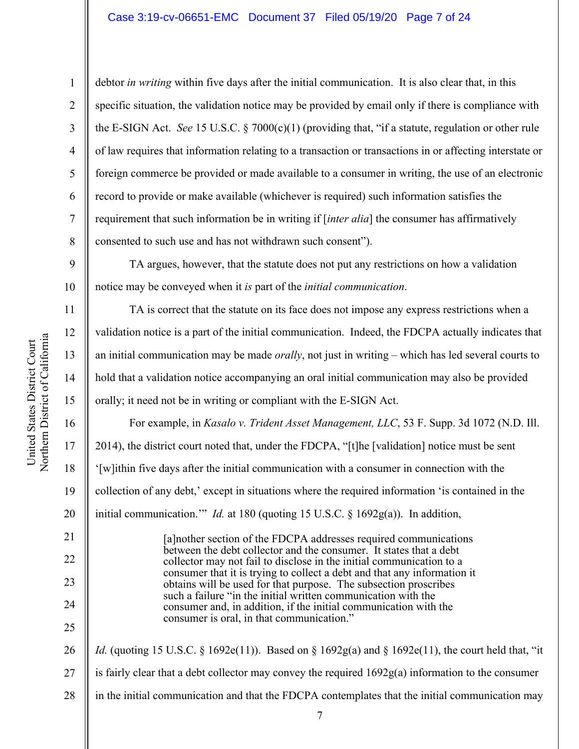debtor *in writing* within five days after the initial communication. It is also clear that, in this specific situation, the validation notice may be provided by email only if there is compliance with the E-SIGN Act. *See* 15 U.S.C. § 7000(c)(1) (providing that, "if a statute, regulation or other rule of law requires that information relating to a transaction or transactions in or affecting interstate or foreign commerce be provided or made available to a consumer in writing, the use of an electronic record to provide or make available (whichever is required) such information satisfies the requirement that such information be in writing if [*inter alia*] the consumer has affirmatively consented to such use and has not withdrawn such consent").

TA argues, however, that the statute does not put any restrictions on how a validation notice may be conveyed when it *is* part of the *initial communication*.

TA is correct that the statute on its face does not impose any express restrictions when a validation notice is a part of the initial communication. Indeed, the FDCPA actually indicates that an initial communication may be made *orally*, not just in writing – which has led several courts to hold that a validation notice accompanying an oral initial communication may also be provided orally; it need not be in writing or compliant with the E-SIGN Act.

For example, in *Kasalo v. Trident Asset Management, LLC*, 53 F. Supp. 3d 1072 (N.D. Ill. 2014), the district court noted that, under the FDCPA, "[t]he [validation] notice must be sent '[w]ithin five days after the initial communication with a consumer in connection with the collection of any debt,' except in situations where the required information 'is contained in the initial communication.'" *Id.* at 180 (quoting 15 U.S.C. § 1692g(a)). In addition,

> [a]nother section of the FDCPA addresses required communications between the debt collector and the consumer. It states that a debt collector may not fail to disclose in the initial communication to a consumer that it is trying to collect a debt and that any information it obtains will be used for that purpose. The subsection proscribes such a failure "in the initial written communication with the consumer and, in addition, if the initial communication with the consumer is oral, in that communication."

*Id.* (quoting 15 U.S.C. § 1692e(11)). Based on § 1692g(a) and § 1692e(11), the court held that, "it is fairly clear that a debt collector may convey the required 1692g(a) information to the consumer in the initial communication and that the FDCPA contemplates that the initial communication may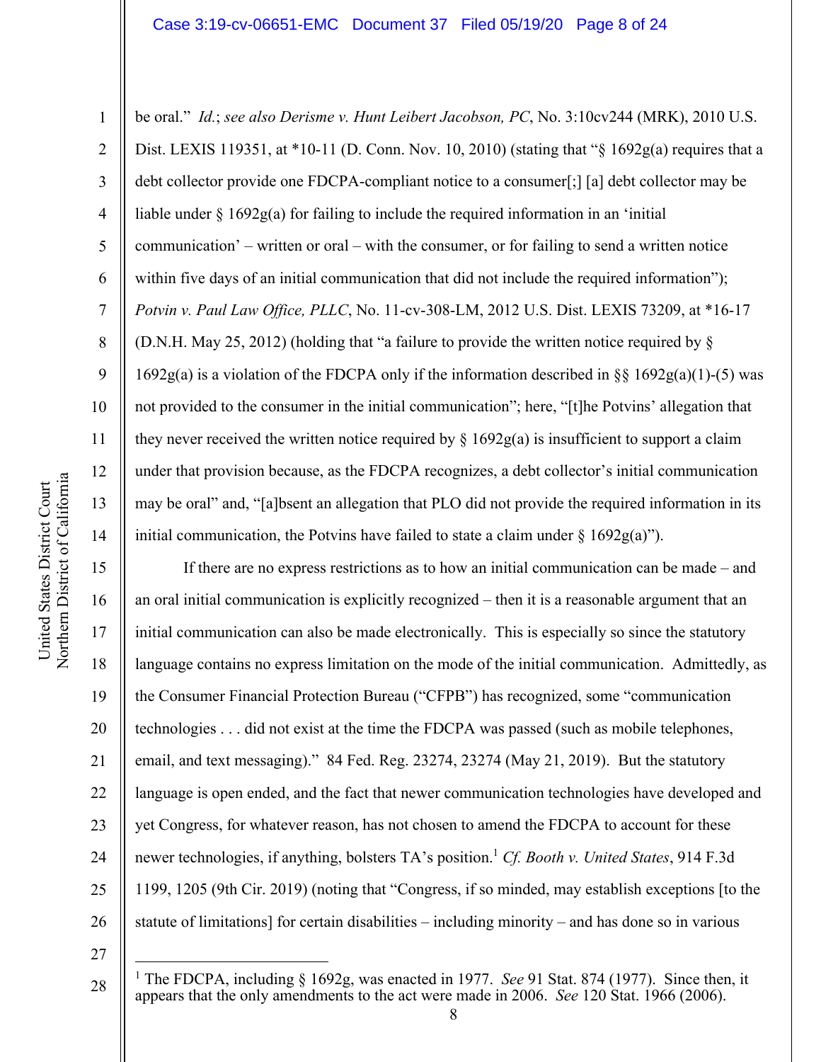be oral." *Id.*; *see also Derisme v. Hunt Leibert Jacobson, PC*, No. 3:10cv244 (MRK), 2010 U.S. Dist. LEXIS 119351, at *10-11 (D. Conn. Nov. 10, 2010) (stating that "§ 1692g(a) requires that a debt collector provide one FDCPA-compliant notice to a consumer[;] [a] debt collector may be liable under § 1692g(a) for failing to include the required information in an 'initial communication' – written or oral – with the consumer, or for failing to send a written notice within five days of an initial communication that did not include the required information"); *Potvin v. Paul Law Office, PLLC*, No. 11-cv-308-LM, 2012 U.S. Dist. LEXIS 73209, at *16-17 (D.N.H. May 25, 2012) (holding that "a failure to provide the written notice required by § 1692g(a) is a violation of the FDCPA only if the information described in §§ 1692g(a)(1)-(5) was not provided to the consumer in the initial communication"; here, "[t]he Potvins' allegation that they never received the written notice required by § 1692g(a) is insufficient to support a claim under that provision because, as the FDCPA recognizes, a debt collector's initial communication may be oral" and, "[a]bsent an allegation that PLO did not provide the required information in its initial communication, the Potvins have failed to state a claim under § 1692g(a)").

If there are no express restrictions as to how an initial communication can be made – and an oral initial communication is explicitly recognized – then it is a reasonable argument that an initial communication can also be made electronically. This is especially so since the statutory language contains no express limitation on the mode of the initial communication. Admittedly, as the Consumer Financial Protection Bureau ("CFPB") has recognized, some "communication technologies . . . did not exist at the time the FDCPA was passed (such as mobile telephones, email, and text messaging)." 84 Fed. Reg. 23274, 23274 (May 21, 2019). But the statutory language is open ended, and the fact that newer communication technologies have developed and yet Congress, for whatever reason, has not chosen to amend the FDCPA to account for these newer technologies, if anything, bolsters TA's position.[1] *Cf. Booth v. United States*, 914 F.3d 1199, 1205 (9th Cir. 2019) (noting that "Congress, if so minded, may establish exceptions [to the statute of limitations] for certain disabilities – including minority – and has done so in various

---

[1] The FDCPA, including § 1692g, was enacted in 1977. *See* 91 Stat. 874 (1977). Since then, it appears that the only amendments to the act were made in 2006. *See* 120 Stat. 1966 (2006).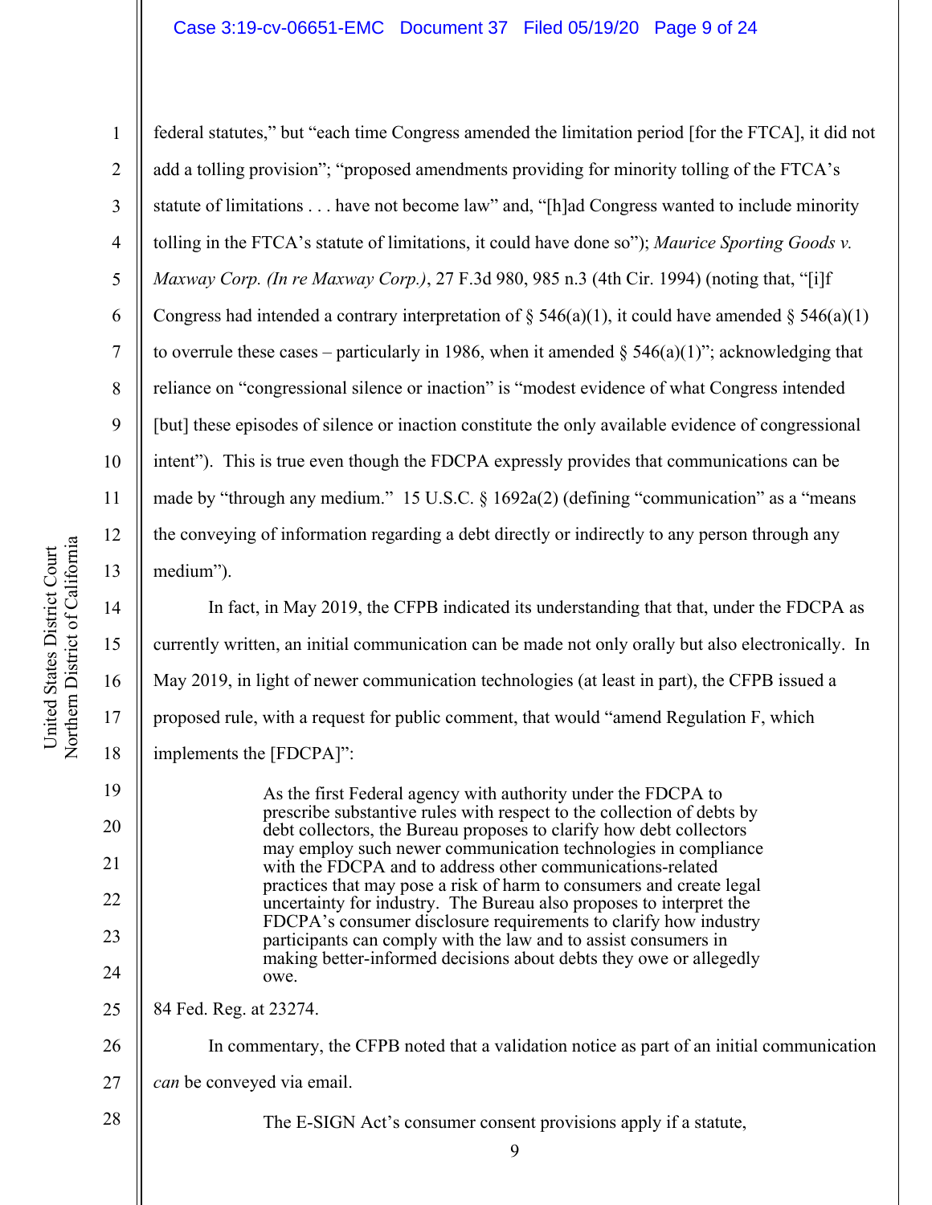federal statutes," but "each time Congress amended the limitation period [for the FTCA], it did not add a tolling provision"; "proposed amendments providing for minority tolling of the FTCA's statute of limitations . . . have not become law" and, "[h]ad Congress wanted to include minority tolling in the FTCA's statute of limitations, it could have done so"); *Maurice Sporting Goods v. Maxway Corp. (In re Maxway Corp.)*, 27 F.3d 980, 985 n.3 (4th Cir. 1994) (noting that, "[i]f Congress had intended a contrary interpretation of § 546(a)(1), it could have amended § 546(a)(1) to overrule these cases – particularly in 1986, when it amended § 546(a)(1)"; acknowledging that reliance on "congressional silence or inaction" is "modest evidence of what Congress intended [but] these episodes of silence or inaction constitute the only available evidence of congressional intent"). This is true even though the FDCPA expressly provides that communications can be made by "through any medium." 15 U.S.C. § 1692a(2) (defining "communication" as a "means the conveying of information regarding a debt directly or indirectly to any person through any medium").

In fact, in May 2019, the CFPB indicated its understanding that that, under the FDCPA as currently written, an initial communication can be made not only orally but also electronically. In May 2019, in light of newer communication technologies (at least in part), the CFPB issued a proposed rule, with a request for public comment, that would "amend Regulation F, which implements the [FDCPA]":

> As the first Federal agency with authority under the FDCPA to prescribe substantive rules with respect to the collection of debts by debt collectors, the Bureau proposes to clarify how debt collectors may employ such newer communication technologies in compliance with the FDCPA and to address other communications-related practices that may pose a risk of harm to consumers and create legal uncertainty for industry. The Bureau also proposes to interpret the FDCPA's consumer disclosure requirements to clarify how industry participants can comply with the law and to assist consumers in making better-informed decisions about debts they owe or allegedly owe.

84 Fed. Reg. at 23274.

In commentary, the CFPB noted that a validation notice as part of an initial communication *can* be conveyed via email.

> The E-SIGN Act's consumer consent provisions apply if a statute,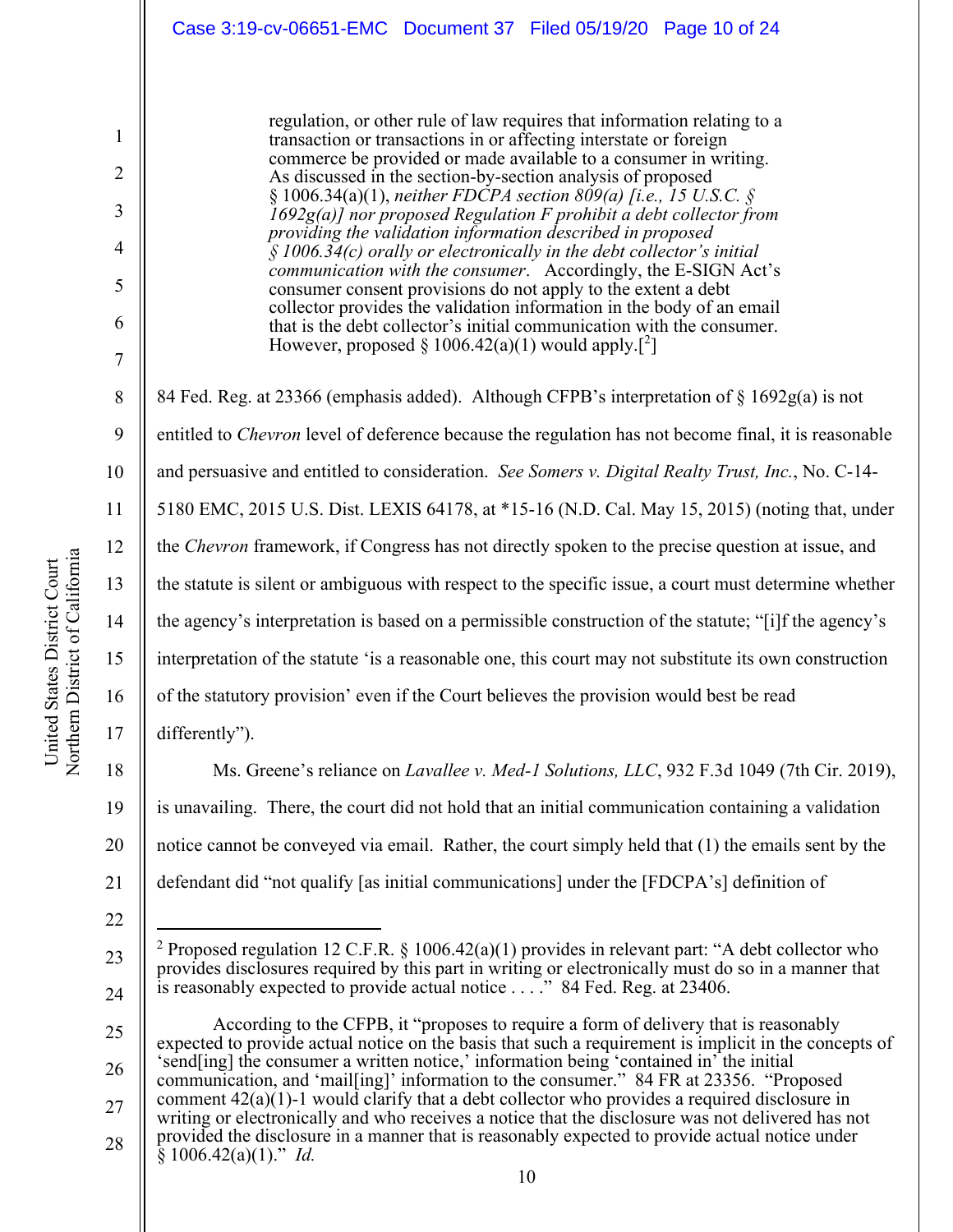> regulation, or other rule of law requires that information relating to a transaction or transactions in or affecting interstate or foreign commerce be provided or made available to a consumer in writing. As discussed in the section-by-section analysis of proposed § 1006.34(a)(1), *neither FDCPA section 809(a) [i.e., 15 U.S.C. § 1692g(a)] nor proposed Regulation F prohibit a debt collector from providing the validation information described in proposed § 1006.34(c) orally or electronically in the debt collector's initial communication with the consumer*. Accordingly, the E-SIGN Act's consumer consent provisions do not apply to the extent a debt collector provides the validation information in the body of an email that is the debt collector's initial communication with the consumer. However, proposed § 1006.42(a)(1) would apply.[2]

84 Fed. Reg. at 23366 (emphasis added). Although CFPB's interpretation of § 1692g(a) is not entitled to *Chevron* level of deference because the regulation has not become final, it is reasonable and persuasive and entitled to consideration. *See Somers v. Digital Realty Trust, Inc.*, No. C-14-5180 EMC, 2015 U.S. Dist. LEXIS 64178, at *15-16 (N.D. Cal. May 15, 2015) (noting that, under the *Chevron* framework, if Congress has not directly spoken to the precise question at issue, and the statute is silent or ambiguous with respect to the specific issue, a court must determine whether the agency's interpretation is based on a permissible construction of the statute; "[i]f the agency's interpretation of the statute 'is a reasonable one, this court may not substitute its own construction of the statutory provision' even if the Court believes the provision would best be read differently").

Ms. Greene's reliance on *Lavallee v. Med-1 Solutions, LLC*, 932 F.3d 1049 (7th Cir. 2019), is unavailing. There, the court did not hold that an initial communication containing a validation notice cannot be conveyed via email. Rather, the court simply held that (1) the emails sent by the defendant did "not qualify [as initial communications] under the [FDCPA's] definition of

---

[2] Proposed regulation 12 C.F.R. § 1006.42(a)(1) provides in relevant part: "A debt collector who provides disclosures required by this part in writing or electronically must do so in a manner that is reasonably expected to provide actual notice . . . ." 84 Fed. Reg. at 23406.

According to the CFPB, it "proposes to require a form of delivery that is reasonably expected to provide actual notice on the basis that such a requirement is implicit in the concepts of 'send[ing] the consumer a written notice,' information being 'contained in' the initial communication, and 'mail[ing]' information to the consumer." 84 FR at 23356. "Proposed comment 42(a)(1)-1 would clarify that a debt collector who provides a required disclosure in writing or electronically and who receives a notice that the disclosure was not delivered has not provided the disclosure in a manner that is reasonably expected to provide actual notice under § 1006.42(a)(1)." *Id.*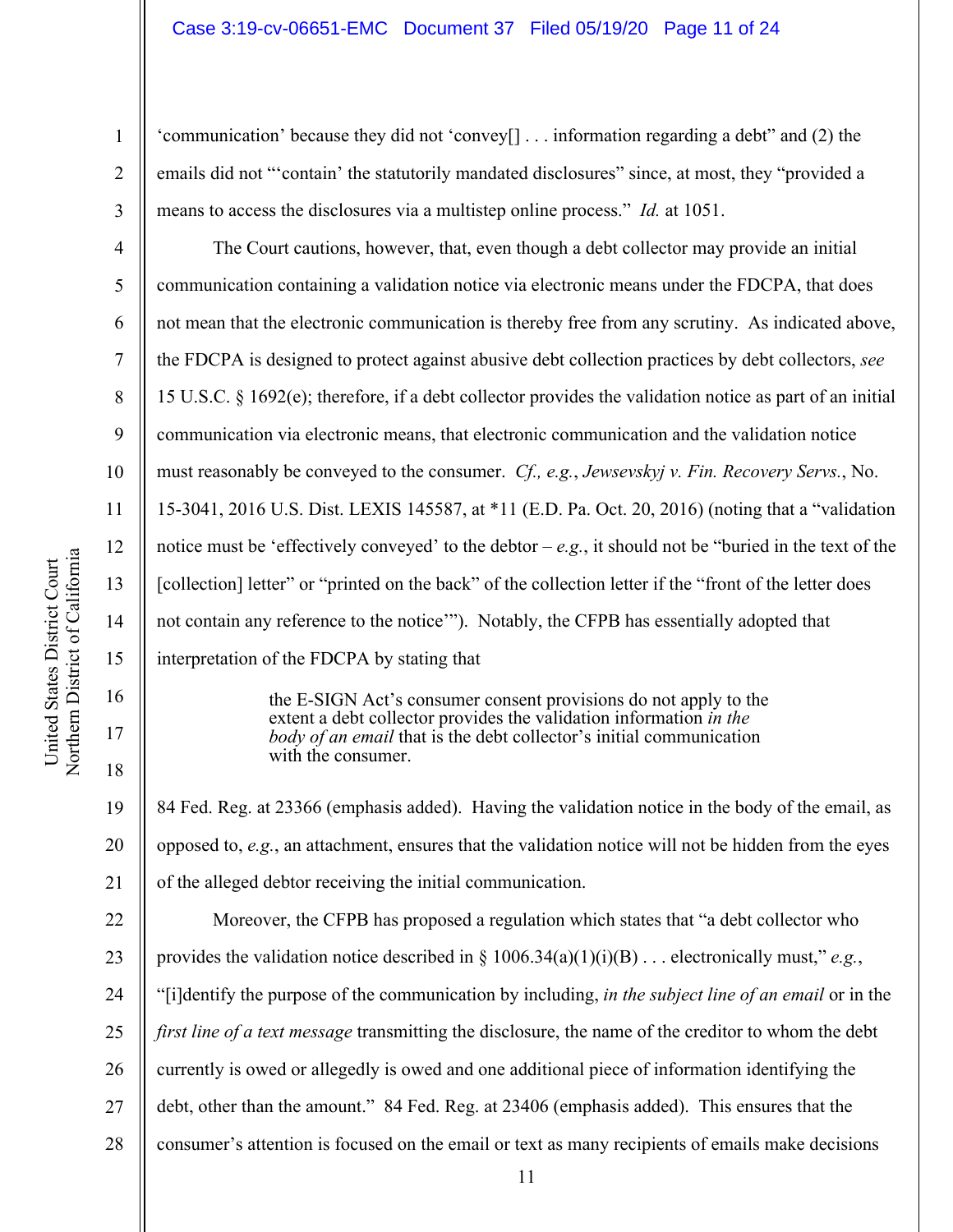'communication' because they did not 'convey[] . . . information regarding a debt" and (2) the emails did not "'contain' the statutorily mandated disclosures" since, at most, they "provided a means to access the disclosures via a multistep online process." *Id.* at 1051.

The Court cautions, however, that, even though a debt collector may provide an initial communication containing a validation notice via electronic means under the FDCPA, that does not mean that the electronic communication is thereby free from any scrutiny. As indicated above, the FDCPA is designed to protect against abusive debt collection practices by debt collectors, *see* 15 U.S.C. § 1692(e); therefore, if a debt collector provides the validation notice as part of an initial communication via electronic means, that electronic communication and the validation notice must reasonably be conveyed to the consumer. *Cf., e.g.*, *Jewsevskyj v. Fin. Recovery Servs.*, No. 15-3041, 2016 U.S. Dist. LEXIS 145587, at *11 (E.D. Pa. Oct. 20, 2016) (noting that a "validation notice must be 'effectively conveyed' to the debtor – *e.g.*, it should not be "buried in the text of the [collection] letter" or "printed on the back" of the collection letter if the "front of the letter does not contain any reference to the notice'"). Notably, the CFPB has essentially adopted that interpretation of the FDCPA by stating that

> the E-SIGN Act's consumer consent provisions do not apply to the extent a debt collector provides the validation information *in the body of an email* that is the debt collector's initial communication with the consumer.

84 Fed. Reg. at 23366 (emphasis added). Having the validation notice in the body of the email, as opposed to, *e.g.*, an attachment, ensures that the validation notice will not be hidden from the eyes of the alleged debtor receiving the initial communication.

Moreover, the CFPB has proposed a regulation which states that "a debt collector who provides the validation notice described in § 1006.34(a)(1)(i)(B) . . . electronically must," *e.g.*, "[i]dentify the purpose of the communication by including, *in the subject line of an email* or in the *first line of a text message* transmitting the disclosure, the name of the creditor to whom the debt currently is owed or allegedly is owed and one additional piece of information identifying the debt, other than the amount." 84 Fed. Reg. at 23406 (emphasis added). This ensures that the consumer's attention is focused on the email or text as many recipients of emails make decisions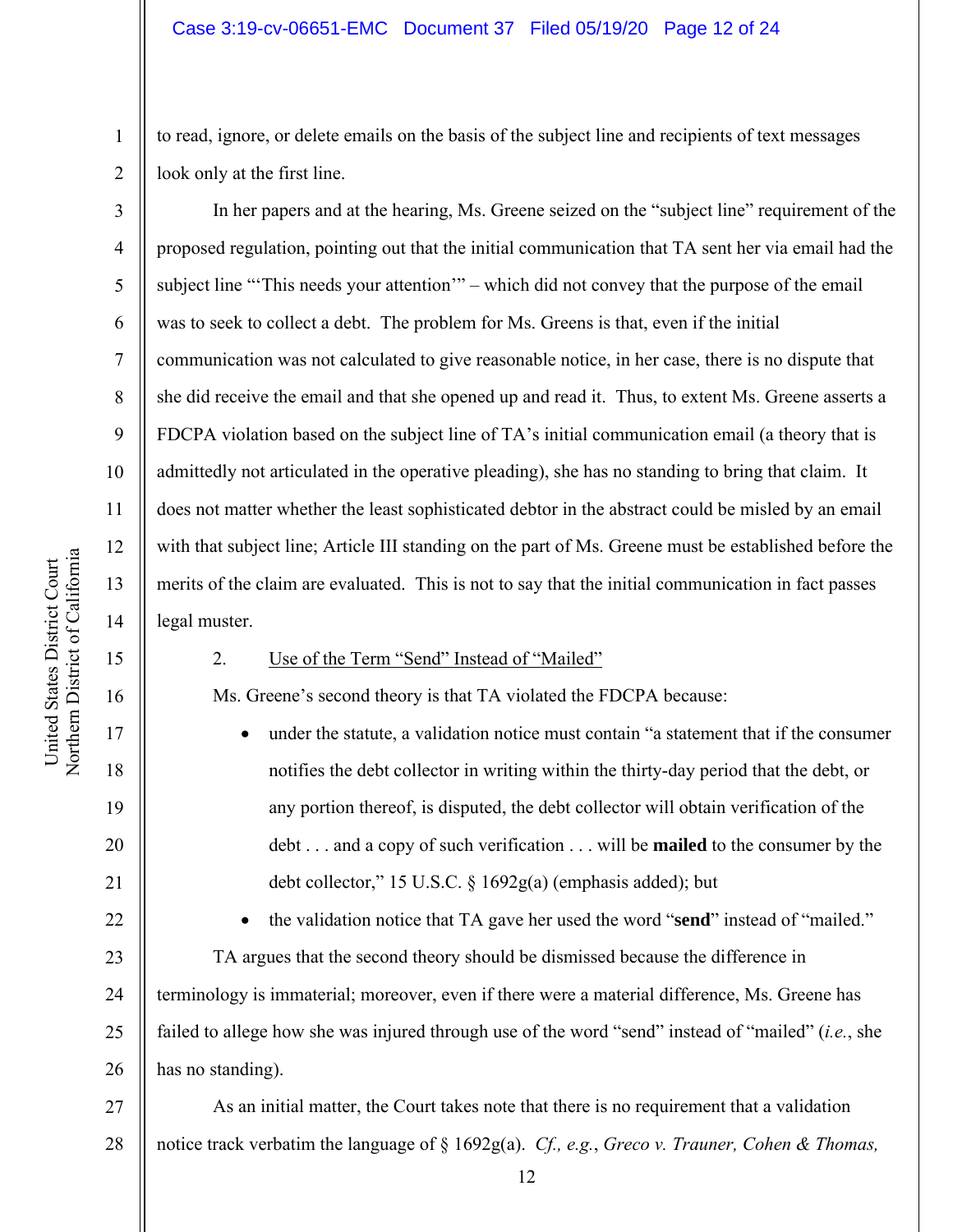to read, ignore, or delete emails on the basis of the subject line and recipients of text messages look only at the first line.

In her papers and at the hearing, Ms. Greene seized on the "subject line" requirement of the proposed regulation, pointing out that the initial communication that TA sent her via email had the subject line "'This needs your attention'" – which did not convey that the purpose of the email was to seek to collect a debt. The problem for Ms. Greens is that, even if the initial communication was not calculated to give reasonable notice, in her case, there is no dispute that she did receive the email and that she opened up and read it. Thus, to extent Ms. Greene asserts a FDCPA violation based on the subject line of TA's initial communication email (a theory that is admittedly not articulated in the operative pleading), she has no standing to bring that claim. It does not matter whether the least sophisticated debtor in the abstract could be misled by an email with that subject line; Article III standing on the part of Ms. Greene must be established before the merits of the claim are evaluated. This is not to say that the initial communication in fact passes legal muster.

2. <u>Use of the Term "Send" Instead of "Mailed"</u>

Ms. Greene's second theory is that TA violated the FDCPA because:

- under the statute, a validation notice must contain "a statement that if the consumer notifies the debt collector in writing within the thirty-day period that the debt, or any portion thereof, is disputed, the debt collector will obtain verification of the debt . . . and a copy of such verification . . . will be **mailed** to the consumer by the debt collector," 15 U.S.C. § 1692g(a) (emphasis added); but
- the validation notice that TA gave her used the word "**send**" instead of "mailed."

TA argues that the second theory should be dismissed because the difference in terminology is immaterial; moreover, even if there were a material difference, Ms. Greene has failed to allege how she was injured through use of the word "send" instead of "mailed" (*i.e.*, she has no standing).

As an initial matter, the Court takes note that there is no requirement that a validation notice track verbatim the language of § 1692g(a). *Cf., e.g.*, *Greco v. Trauner, Cohen & Thomas,*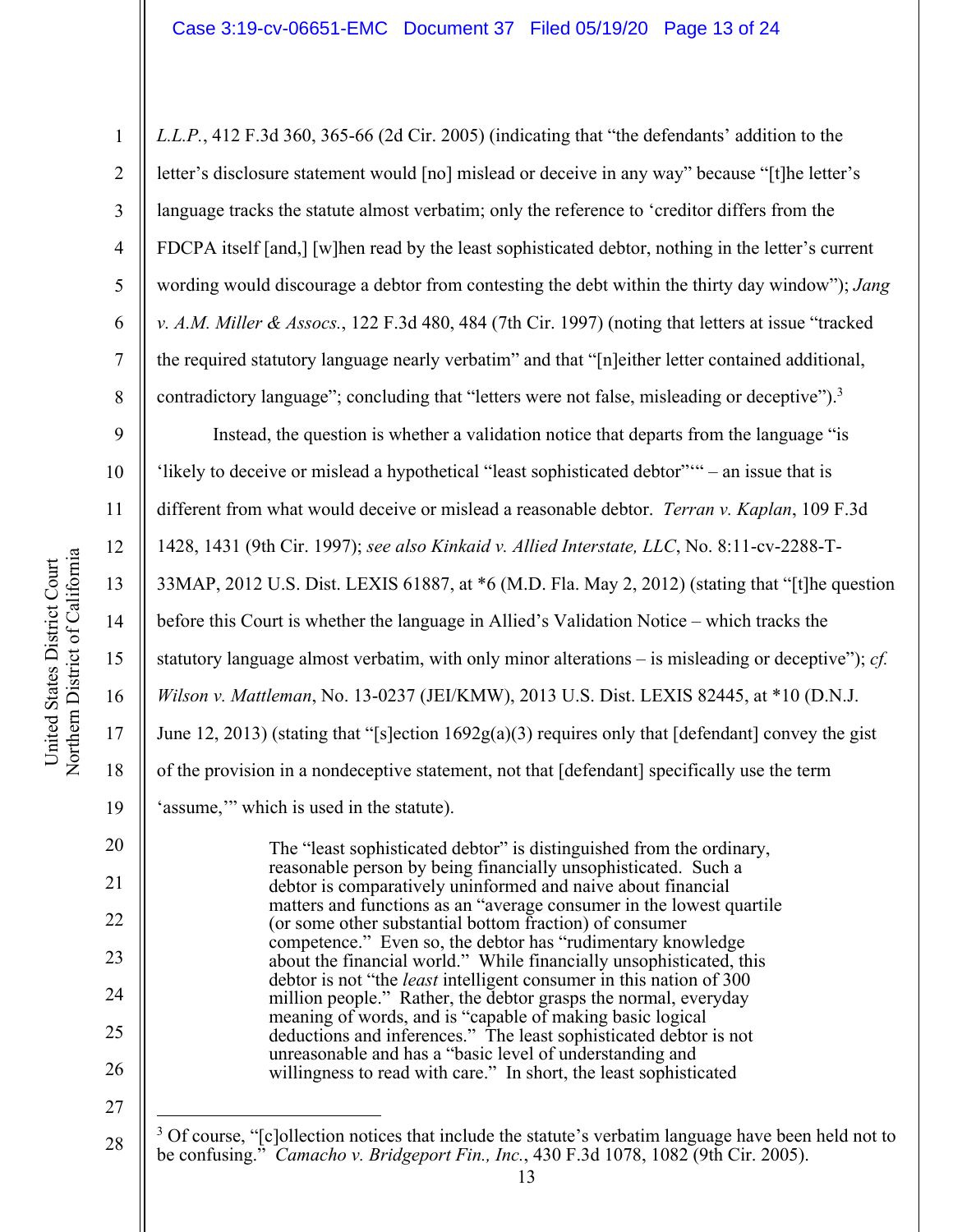*L.L.P.*, 412 F.3d 360, 365-66 (2d Cir. 2005) (indicating that "the defendants' addition to the letter's disclosure statement would [no] mislead or deceive in any way" because "[t]he letter's language tracks the statute almost verbatim; only the reference to 'creditor differs from the FDCPA itself [and,] [w]hen read by the least sophisticated debtor, nothing in the letter's current wording would discourage a debtor from contesting the debt within the thirty day window"); *Jang v. A.M. Miller & Assocs.*, 122 F.3d 480, 484 (7th Cir. 1997) (noting that letters at issue "tracked the required statutory language nearly verbatim" and that "[n]either letter contained additional, contradictory language"; concluding that "letters were not false, misleading or deceptive").[3]

Instead, the question is whether a validation notice that departs from the language "is 'likely to deceive or mislead a hypothetical "least sophisticated debtor"'" – an issue that is different from what would deceive or mislead a reasonable debtor. *Terran v. Kaplan*, 109 F.3d 1428, 1431 (9th Cir. 1997); *see also Kinkaid v. Allied Interstate, LLC*, No. 8:11-cv-2288-T-33MAP, 2012 U.S. Dist. LEXIS 61887, at *6 (M.D. Fla. May 2, 2012) (stating that "[t]he question before this Court is whether the language in Allied's Validation Notice – which tracks the statutory language almost verbatim, with only minor alterations – is misleading or deceptive"); *cf. Wilson v. Mattleman*, No. 13-0237 (JEI/KMW), 2013 U.S. Dist. LEXIS 82445, at *10 (D.N.J. June 12, 2013) (stating that "[s]ection 1692g(a)(3) requires only that [defendant] convey the gist of the provision in a nondeceptive statement, not that [defendant] specifically use the term 'assume,'" which is used in the statute).

> The "least sophisticated debtor" is distinguished from the ordinary, reasonable person by being financially unsophisticated. Such a debtor is comparatively uninformed and naive about financial matters and functions as an "average consumer in the lowest quartile (or some other substantial bottom fraction) of consumer competence." Even so, the debtor has "rudimentary knowledge about the financial world." While financially unsophisticated, this debtor is not "the *least* intelligent consumer in this nation of 300 million people." Rather, the debtor grasps the normal, everyday meaning of words, and is "capable of making basic logical deductions and inferences." The least sophisticated debtor is not unreasonable and has a "basic level of understanding and willingness to read with care." In short, the least sophisticated

---

[3] Of course, "[c]ollection notices that include the statute's verbatim language have been held not to be confusing." *Camacho v. Bridgeport Fin., Inc.*, 430 F.3d 1078, 1082 (9th Cir. 2005).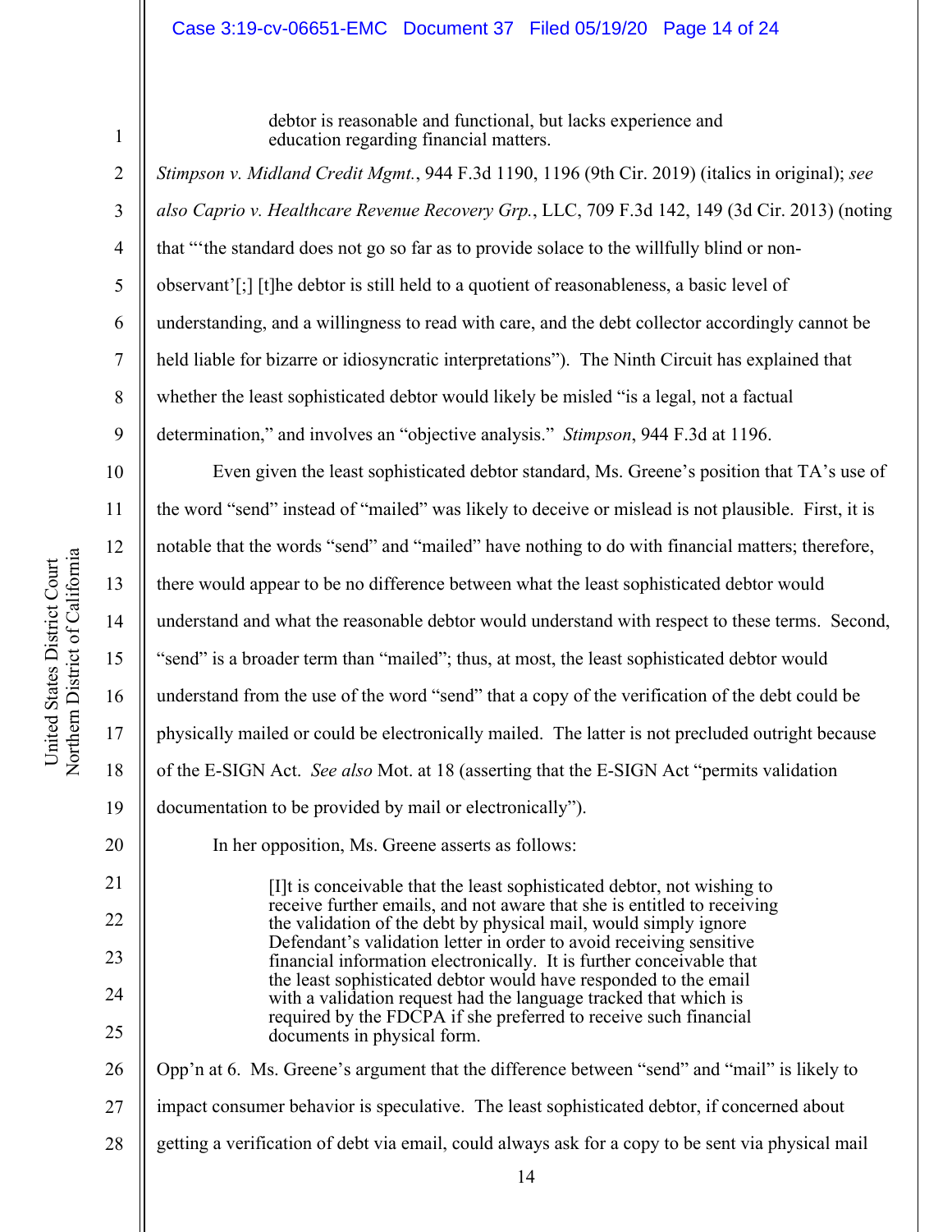> debtor is reasonable and functional, but lacks experience and education regarding financial matters.

*Stimpson v. Midland Credit Mgmt.*, 944 F.3d 1190, 1196 (9th Cir. 2019) (italics in original); *see also Caprio v. Healthcare Revenue Recovery Grp.*, LLC, 709 F.3d 142, 149 (3d Cir. 2013) (noting that "'the standard does not go so far as to provide solace to the willfully blind or non-observant'[;] [t]he debtor is still held to a quotient of reasonableness, a basic level of understanding, and a willingness to read with care, and the debt collector accordingly cannot be held liable for bizarre or idiosyncratic interpretations"). The Ninth Circuit has explained that whether the least sophisticated debtor would likely be misled "is a legal, not a factual determination," and involves an "objective analysis." *Stimpson*, 944 F.3d at 1196.

Even given the least sophisticated debtor standard, Ms. Greene's position that TA's use of the word "send" instead of "mailed" was likely to deceive or mislead is not plausible. First, it is notable that the words "send" and "mailed" have nothing to do with financial matters; therefore, there would appear to be no difference between what the least sophisticated debtor would understand and what the reasonable debtor would understand with respect to these terms. Second, "send" is a broader term than "mailed"; thus, at most, the least sophisticated debtor would understand from the use of the word "send" that a copy of the verification of the debt could be physically mailed or could be electronically mailed. The latter is not precluded outright because of the E-SIGN Act. *See also* Mot. at 18 (asserting that the E-SIGN Act "permits validation documentation to be provided by mail or electronically").

In her opposition, Ms. Greene asserts as follows:

> [I]t is conceivable that the least sophisticated debtor, not wishing to receive further emails, and not aware that she is entitled to receiving the validation of the debt by physical mail, would simply ignore Defendant's validation letter in order to avoid receiving sensitive financial information electronically. It is further conceivable that the least sophisticated debtor would have responded to the email with a validation request had the language tracked that which is required by the FDCPA if she preferred to receive such financial documents in physical form.

Opp'n at 6. Ms. Greene's argument that the difference between "send" and "mail" is likely to impact consumer behavior is speculative. The least sophisticated debtor, if concerned about getting a verification of debt via email, could always ask for a copy to be sent via physical mail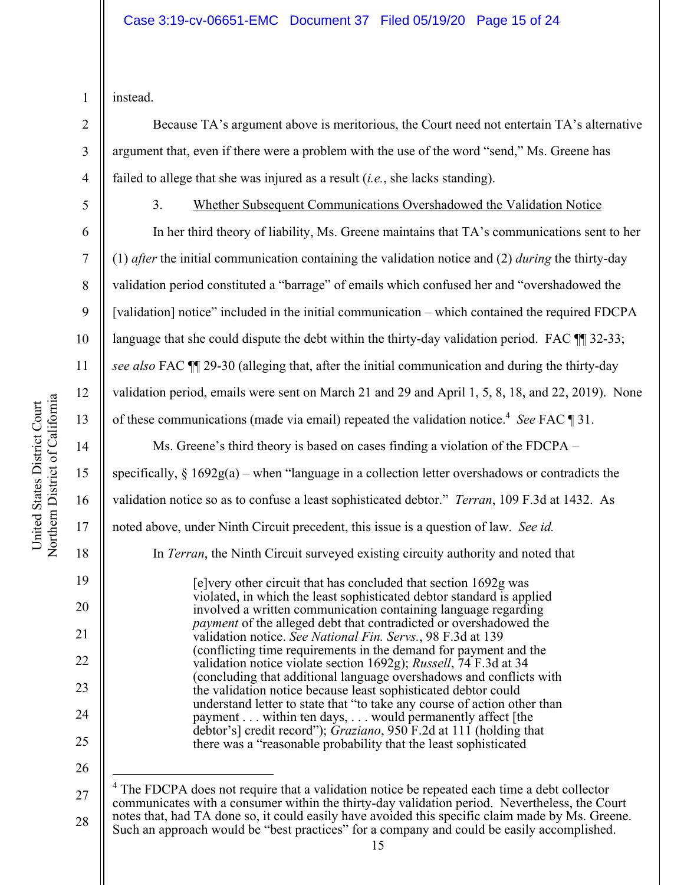instead.

Because TA's argument above is meritorious, the Court need not entertain TA's alternative argument that, even if there were a problem with the use of the word "send," Ms. Greene has failed to allege that she was injured as a result (*i.e.*, she lacks standing).

3. Whether Subsequent Communications Overshadowed the Validation Notice

In her third theory of liability, Ms. Greene maintains that TA's communications sent to her (1) *after* the initial communication containing the validation notice and (2) *during* the thirty-day validation period constituted a "barrage" of emails which confused her and "overshadowed the [validation] notice" included in the initial communication – which contained the required FDCPA language that she could dispute the debt within the thirty-day validation period. FAC ¶¶ 32-33; *see also* FAC ¶¶ 29-30 (alleging that, after the initial communication and during the thirty-day validation period, emails were sent on March 21 and 29 and April 1, 5, 8, 18, and 22, 2019). None of these communications (made via email) repeated the validation notice.[4] *See* FAC ¶ 31.

Ms. Greene's third theory is based on cases finding a violation of the FDCPA – specifically, § 1692g(a) – when "language in a collection letter overshadows or contradicts the validation notice so as to confuse a least sophisticated debtor." *Terran*, 109 F.3d at 1432. As noted above, under Ninth Circuit precedent, this issue is a question of law. *See id.*

In *Terran*, the Ninth Circuit surveyed existing circuity authority and noted that

> [e]very other circuit that has concluded that section 1692g was violated, in which the least sophisticated debtor standard is applied involved a written communication containing language regarding *payment* of the alleged debt that contradicted or overshadowed the validation notice. *See National Fin. Servs.*, 98 F.3d at 139 (conflicting time requirements in the demand for payment and the validation notice violate section 1692g); *Russell*, 74 F.3d at 34 (concluding that additional language overshadows and conflicts with the validation notice because least sophisticated debtor could understand letter to state that "to take any course of action other than payment . . . within ten days, . . . would permanently affect [the debtor's] credit record"); *Graziano*, 950 F.2d at 111 (holding that there was a "reasonable probability that the least sophisticated

---

[4] The FDCPA does not require that a validation notice be repeated each time a debt collector communicates with a consumer within the thirty-day validation period. Nevertheless, the Court notes that, had TA done so, it could easily have avoided this specific claim made by Ms. Greene. Such an approach would be "best practices" for a company and could be easily accomplished.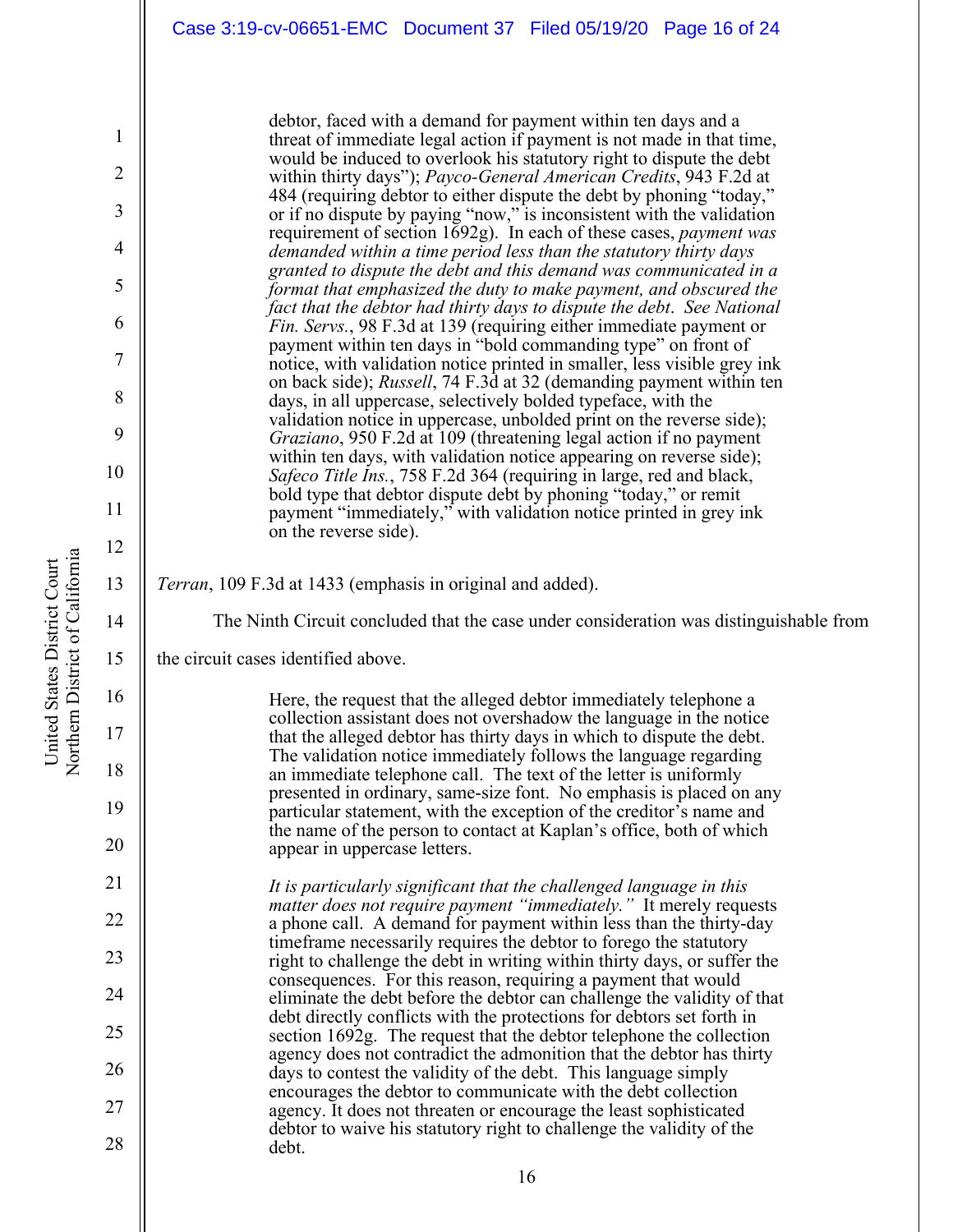> debtor, faced with a demand for payment within ten days and a threat of immediate legal action if payment is not made in that time, would be induced to overlook his statutory right to dispute the debt within thirty days"); *Payco-General American Credits*, 943 F.2d at 484 (requiring debtor to either dispute the debt by phoning "today," or if no dispute by paying "now," is inconsistent with the validation requirement of section 1692g). In each of these cases, *payment was demanded within a time period less than the statutory thirty days granted to dispute the debt and this demand was communicated in a format that emphasized the duty to make payment, and obscured the fact that the debtor had thirty days to dispute the debt*. *See National Fin. Servs.*, 98 F.3d at 139 (requiring either immediate payment or payment within ten days in "bold commanding type" on front of notice, with validation notice printed in smaller, less visible grey ink on back side); *Russell*, 74 F.3d at 32 (demanding payment within ten days, in all uppercase, selectively bolded typeface, with the validation notice in uppercase, unbolded print on the reverse side); *Graziano*, 950 F.2d at 109 (threatening legal action if no payment within ten days, with validation notice appearing on reverse side); *Safeco Title Ins.*, 758 F.2d 364 (requiring in large, red and black, bold type that debtor dispute debt by phoning "today," or remit payment "immediately," with validation notice printed in grey ink on the reverse side).

*Terran*, 109 F.3d at 1433 (emphasis in original and added).

The Ninth Circuit concluded that the case under consideration was distinguishable from the circuit cases identified above.

> Here, the request that the alleged debtor immediately telephone a collection assistant does not overshadow the language in the notice that the alleged debtor has thirty days in which to dispute the debt. The validation notice immediately follows the language regarding an immediate telephone call. The text of the letter is uniformly presented in ordinary, same-size font. No emphasis is placed on any particular statement, with the exception of the creditor's name and the name of the person to contact at Kaplan's office, both of which appear in uppercase letters.
>
> *It is particularly significant that the challenged language in this matter does not require payment "immediately."* It merely requests a phone call. A demand for payment within less than the thirty-day timeframe necessarily requires the debtor to forego the statutory right to challenge the debt in writing within thirty days, or suffer the consequences. For this reason, requiring a payment that would eliminate the debt before the debtor can challenge the validity of that debt directly conflicts with the protections for debtors set forth in section 1692g. The request that the debtor telephone the collection agency does not contradict the admonition that the debtor has thirty days to contest the validity of the debt. This language simply encourages the debtor to communicate with the debt collection agency. It does not threaten or encourage the least sophisticated debtor to waive his statutory right to challenge the validity of the debt.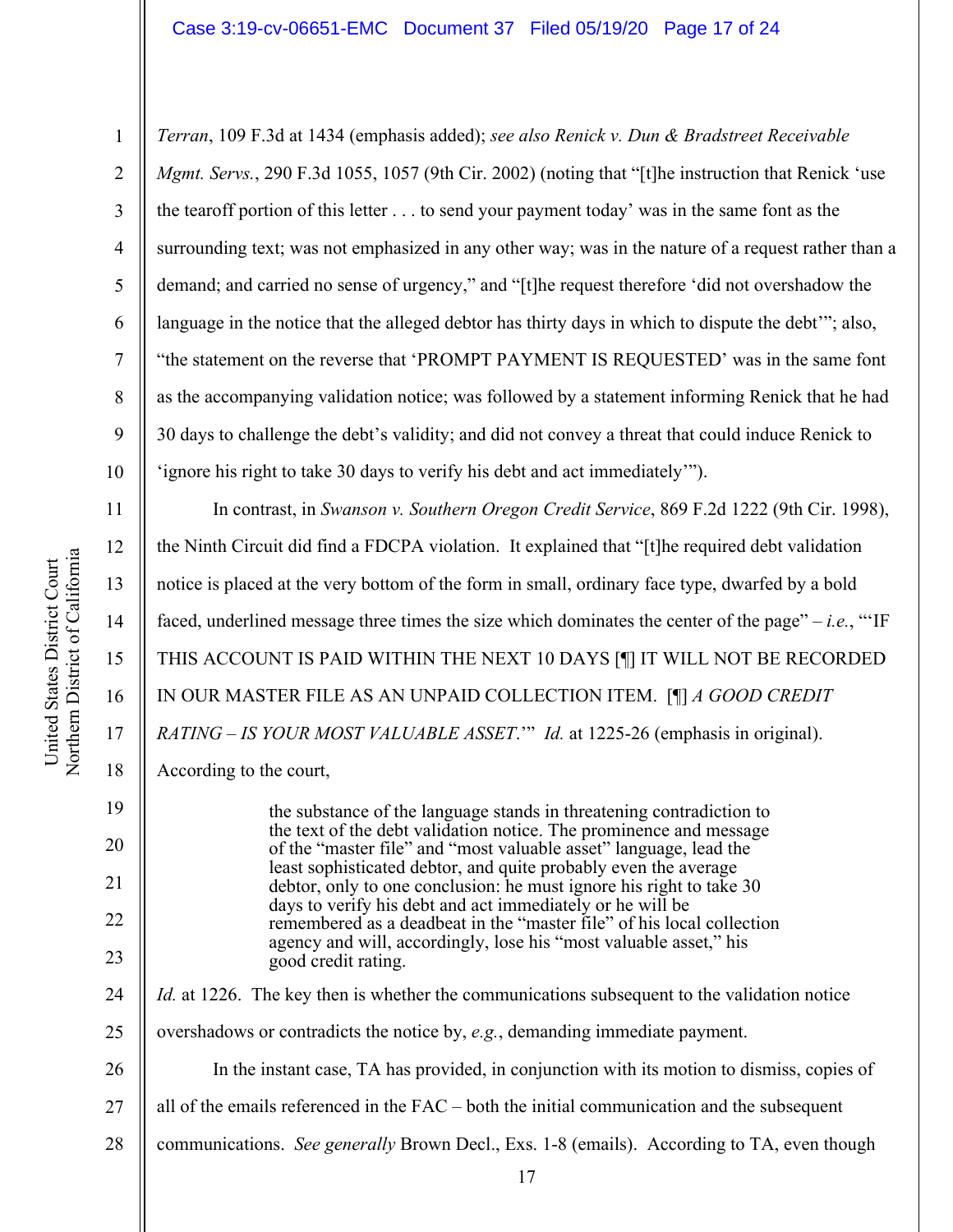*Terran*, 109 F.3d at 1434 (emphasis added); *see also Renick v. Dun & Bradstreet Receivable Mgmt. Servs.*, 290 F.3d 1055, 1057 (9th Cir. 2002) (noting that "[t]he instruction that Renick 'use the tearoff portion of this letter . . . to send your payment today' was in the same font as the surrounding text; was not emphasized in any other way; was in the nature of a request rather than a demand; and carried no sense of urgency," and "[t]he request therefore 'did not overshadow the language in the notice that the alleged debtor has thirty days in which to dispute the debt'"; also, "the statement on the reverse that 'PROMPT PAYMENT IS REQUESTED' was in the same font as the accompanying validation notice; was followed by a statement informing Renick that he had 30 days to challenge the debt's validity; and did not convey a threat that could induce Renick to 'ignore his right to take 30 days to verify his debt and act immediately'").

In contrast, in *Swanson v. Southern Oregon Credit Service*, 869 F.2d 1222 (9th Cir. 1998), the Ninth Circuit did find a FDCPA violation. It explained that "[t]he required debt validation notice is placed at the very bottom of the form in small, ordinary face type, dwarfed by a bold faced, underlined message three times the size which dominates the center of the page" – *i.e.*, "'IF THIS ACCOUNT IS PAID WITHIN THE NEXT 10 DAYS [¶] IT WILL NOT BE RECORDED IN OUR MASTER FILE AS AN UNPAID COLLECTION ITEM. [¶] *A GOOD CREDIT RATING – IS YOUR MOST VALUABLE ASSET*.'" *Id.* at 1225-26 (emphasis in original). According to the court,

> the substance of the language stands in threatening contradiction to the text of the debt validation notice. The prominence and message of the "master file" and "most valuable asset" language, lead the least sophisticated debtor, and quite probably even the average debtor, only to one conclusion: he must ignore his right to take 30 days to verify his debt and act immediately or he will be remembered as a deadbeat in the "master file" of his local collection agency and will, accordingly, lose his "most valuable asset," his good credit rating.

*Id.* at 1226. The key then is whether the communications subsequent to the validation notice overshadows or contradicts the notice by, *e.g.*, demanding immediate payment.

In the instant case, TA has provided, in conjunction with its motion to dismiss, copies of all of the emails referenced in the FAC – both the initial communication and the subsequent communications. *See generally* Brown Decl., Exs. 1-8 (emails). According to TA, even though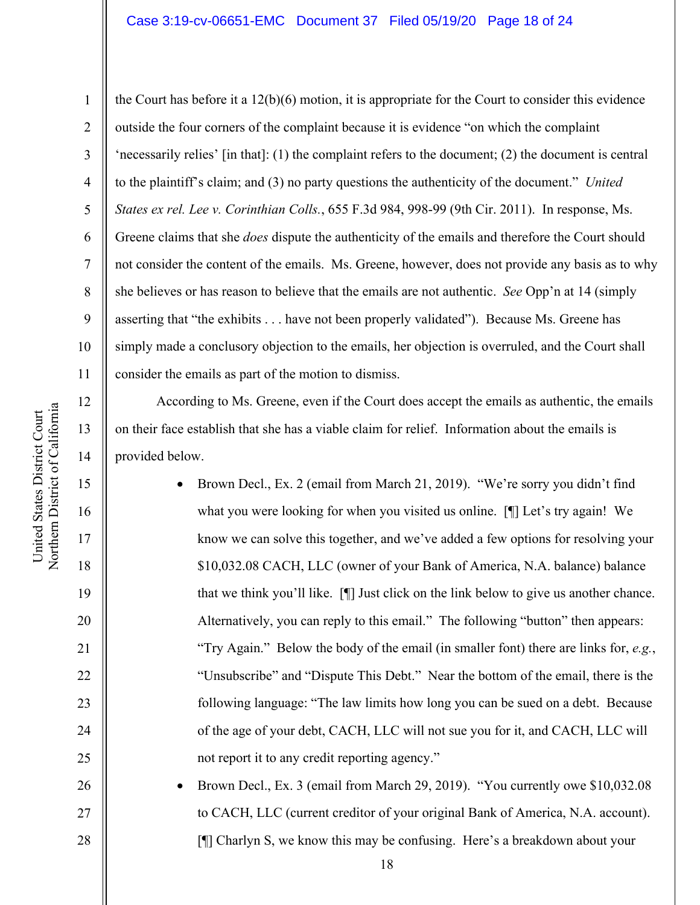the Court has before it a 12(b)(6) motion, it is appropriate for the Court to consider this evidence outside the four corners of the complaint because it is evidence "on which the complaint 'necessarily relies' [in that]: (1) the complaint refers to the document; (2) the document is central to the plaintiff's claim; and (3) no party questions the authenticity of the document." *United States ex rel. Lee v. Corinthian Colls.*, 655 F.3d 984, 998-99 (9th Cir. 2011). In response, Ms. Greene claims that she *does* dispute the authenticity of the emails and therefore the Court should not consider the content of the emails. Ms. Greene, however, does not provide any basis as to why she believes or has reason to believe that the emails are not authentic. *See* Opp'n at 14 (simply asserting that "the exhibits . . . have not been properly validated"). Because Ms. Greene has simply made a conclusory objection to the emails, her objection is overruled, and the Court shall consider the emails as part of the motion to dismiss.

According to Ms. Greene, even if the Court does accept the emails as authentic, the emails on their face establish that she has a viable claim for relief. Information about the emails is provided below.

- Brown Decl., Ex. 2 (email from March 21, 2019). "We're sorry you didn't find what you were looking for when you visited us online. [¶] Let's try again! We know we can solve this together, and we've added a few options for resolving your $10,032.08 CACH, LLC (owner of your Bank of America, N.A. balance) balance that we think you'll like. [¶] Just click on the link below to give us another chance. Alternatively, you can reply to this email." The following "button" then appears: "Try Again." Below the body of the email (in smaller font) there are links for, *e.g.*, "Unsubscribe" and "Dispute This Debt." Near the bottom of the email, there is the following language: "The law limits how long you can be sued on a debt. Because of the age of your debt, CACH, LLC will not sue you for it, and CACH, LLC will not report it to any credit reporting agency."
- Brown Decl., Ex. 3 (email from March 29, 2019). "You currently owe $10,032.08 to CACH, LLC (current creditor of your original Bank of America, N.A. account). [¶] Charlyn S, we know this may be confusing. Here's a breakdown about your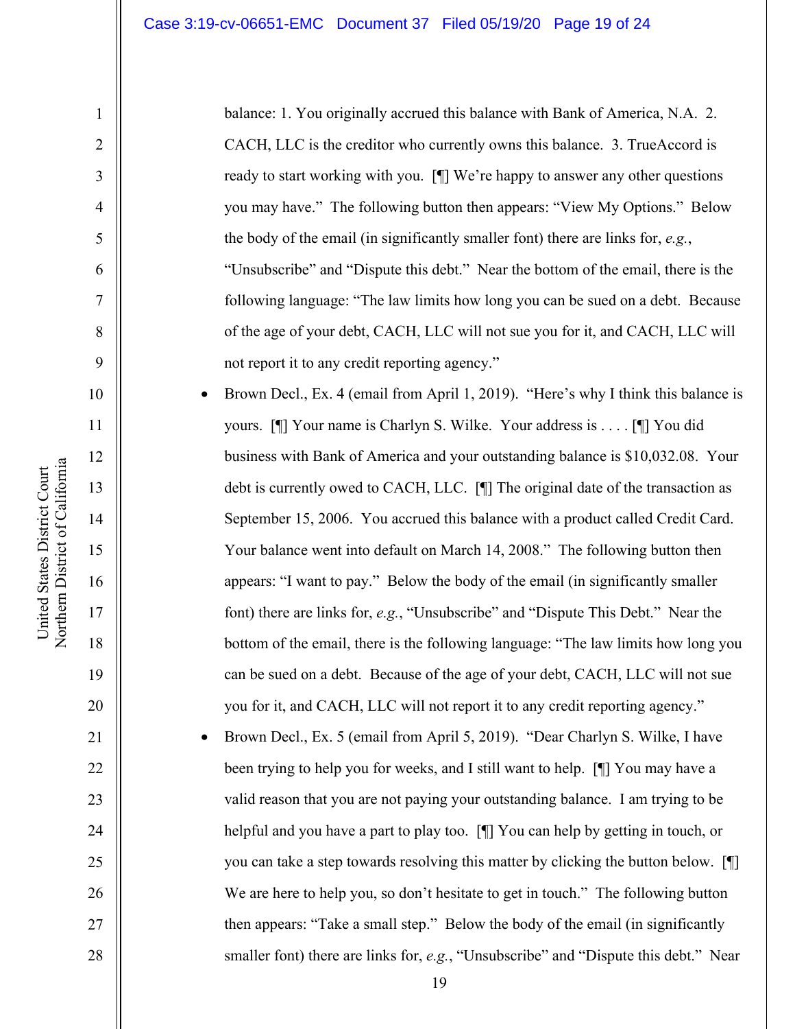balance: 1. You originally accrued this balance with Bank of America, N.A. 2. CACH, LLC is the creditor who currently owns this balance. 3. TrueAccord is ready to start working with you. [¶] We're happy to answer any other questions you may have." The following button then appears: "View My Options." Below the body of the email (in significantly smaller font) there are links for, *e.g.*, "Unsubscribe" and "Dispute this debt." Near the bottom of the email, there is the following language: "The law limits how long you can be sued on a debt. Because of the age of your debt, CACH, LLC will not sue you for it, and CACH, LLC will not report it to any credit reporting agency."

- Brown Decl., Ex. 4 (email from April 1, 2019). "Here's why I think this balance is yours. [¶] Your name is Charlyn S. Wilke. Your address is . . . . [¶] You did business with Bank of America and your outstanding balance is $10,032.08. Your debt is currently owed to CACH, LLC. [¶] The original date of the transaction as September 15, 2006. You accrued this balance with a product called Credit Card. Your balance went into default on March 14, 2008." The following button then appears: "I want to pay." Below the body of the email (in significantly smaller font) there are links for, *e.g.*, "Unsubscribe" and "Dispute This Debt." Near the bottom of the email, there is the following language: "The law limits how long you can be sued on a debt. Because of the age of your debt, CACH, LLC will not sue you for it, and CACH, LLC will not report it to any credit reporting agency."
- Brown Decl., Ex. 5 (email from April 5, 2019). "Dear Charlyn S. Wilke, I have been trying to help you for weeks, and I still want to help. [¶] You may have a valid reason that you are not paying your outstanding balance. I am trying to be helpful and you have a part to play too. [¶] You can help by getting in touch, or you can take a step towards resolving this matter by clicking the button below. [¶] We are here to help you, so don't hesitate to get in touch." The following button then appears: "Take a small step." Below the body of the email (in significantly smaller font) there are links for, *e.g.*, "Unsubscribe" and "Dispute this debt." Near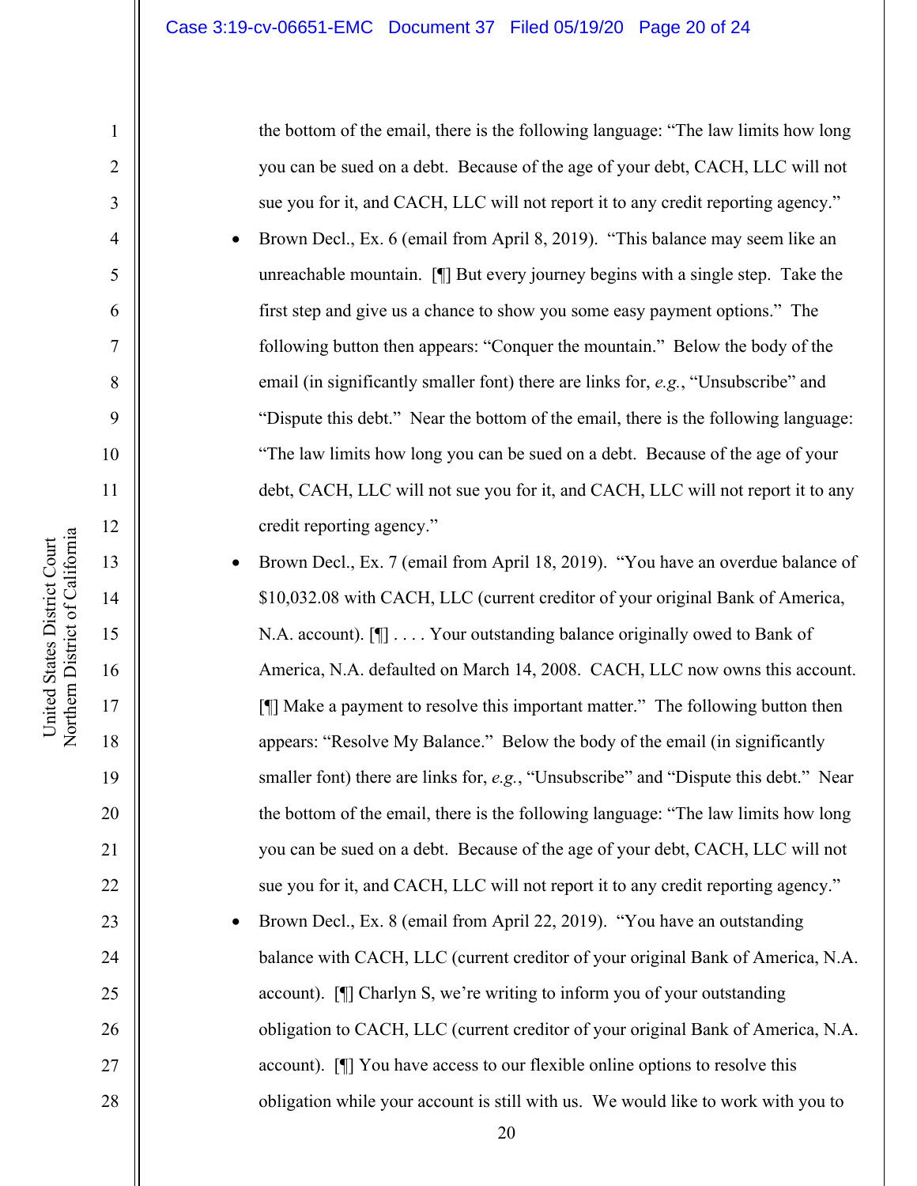the bottom of the email, there is the following language: "The law limits how long you can be sued on a debt. Because of the age of your debt, CACH, LLC will not sue you for it, and CACH, LLC will not report it to any credit reporting agency."

- Brown Decl., Ex. 6 (email from April 8, 2019). "This balance may seem like an unreachable mountain. [¶] But every journey begins with a single step. Take the first step and give us a chance to show you some easy payment options." The following button then appears: "Conquer the mountain." Below the body of the email (in significantly smaller font) there are links for, *e.g.*, "Unsubscribe" and "Dispute this debt." Near the bottom of the email, there is the following language: "The law limits how long you can be sued on a debt. Because of the age of your debt, CACH, LLC will not sue you for it, and CACH, LLC will not report it to any credit reporting agency."
- Brown Decl., Ex. 7 (email from April 18, 2019). "You have an overdue balance of $10,032.08 with CACH, LLC (current creditor of your original Bank of America, N.A. account). [¶] . . . . Your outstanding balance originally owed to Bank of America, N.A. defaulted on March 14, 2008. CACH, LLC now owns this account. [¶] Make a payment to resolve this important matter." The following button then appears: "Resolve My Balance." Below the body of the email (in significantly smaller font) there are links for, *e.g.*, "Unsubscribe" and "Dispute this debt." Near the bottom of the email, there is the following language: "The law limits how long you can be sued on a debt. Because of the age of your debt, CACH, LLC will not sue you for it, and CACH, LLC will not report it to any credit reporting agency."
- Brown Decl., Ex. 8 (email from April 22, 2019). "You have an outstanding balance with CACH, LLC (current creditor of your original Bank of America, N.A. account). [¶] Charlyn S, we're writing to inform you of your outstanding obligation to CACH, LLC (current creditor of your original Bank of America, N.A. account). [¶] You have access to our flexible online options to resolve this obligation while your account is still with us. We would like to work with you to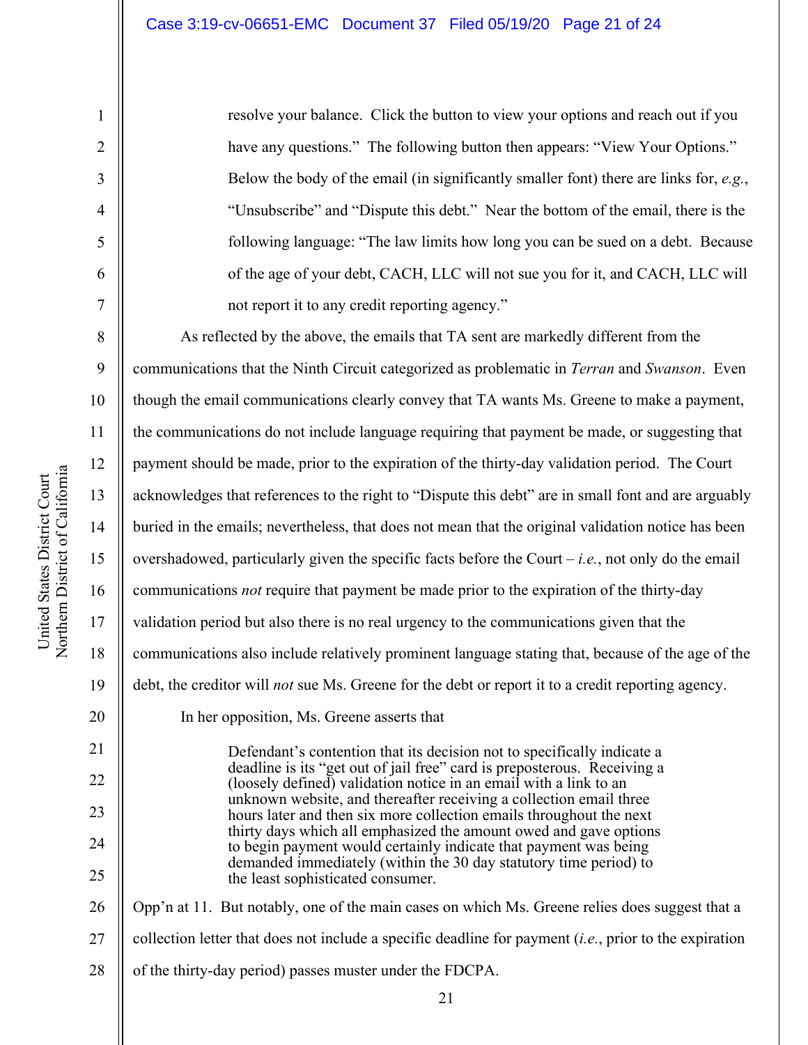> resolve your balance. Click the button to view your options and reach out if you have any questions." The following button then appears: "View Your Options." Below the body of the email (in significantly smaller font) there are links for, *e.g.*, "Unsubscribe" and "Dispute this debt." Near the bottom of the email, there is the following language: "The law limits how long you can be sued on a debt. Because of the age of your debt, CACH, LLC will not sue you for it, and CACH, LLC will not report it to any credit reporting agency."

As reflected by the above, the emails that TA sent are markedly different from the communications that the Ninth Circuit categorized as problematic in *Terran* and *Swanson*. Even though the email communications clearly convey that TA wants Ms. Greene to make a payment, the communications do not include language requiring that payment be made, or suggesting that payment should be made, prior to the expiration of the thirty-day validation period. The Court acknowledges that references to the right to "Dispute this debt" are in small font and are arguably buried in the emails; nevertheless, that does not mean that the original validation notice has been overshadowed, particularly given the specific facts before the Court – *i.e.*, not only do the email communications *not* require that payment be made prior to the expiration of the thirty-day validation period but also there is no real urgency to the communications given that the communications also include relatively prominent language stating that, because of the age of the debt, the creditor will *not* sue Ms. Greene for the debt or report it to a credit reporting agency.

In her opposition, Ms. Greene asserts that

> Defendant's contention that its decision not to specifically indicate a deadline is its "get out of jail free" card is preposterous. Receiving a (loosely defined) validation notice in an email with a link to an unknown website, and thereafter receiving a collection email three hours later and then six more collection emails throughout the next thirty days which all emphasized the amount owed and gave options to begin payment would certainly indicate that payment was being demanded immediately (within the 30 day statutory time period) to the least sophisticated consumer.

Opp'n at 11. But notably, one of the main cases on which Ms. Greene relies does suggest that a collection letter that does not include a specific deadline for payment (*i.e.*, prior to the expiration of the thirty-day period) passes muster under the FDCPA.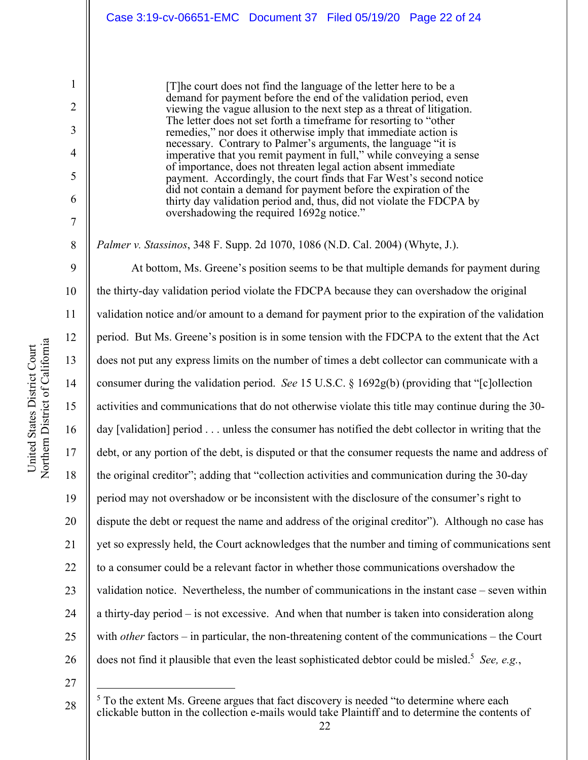> [T]he court does not find the language of the letter here to be a demand for payment before the end of the validation period, even viewing the vague allusion to the next step as a threat of litigation. The letter does not set forth a timeframe for resorting to "other remedies," nor does it otherwise imply that immediate action is necessary. Contrary to Palmer's arguments, the language "it is imperative that you remit payment in full," while conveying a sense of importance, does not threaten legal action absent immediate payment. Accordingly, the court finds that Far West's second notice did not contain a demand for payment before the expiration of the thirty day validation period and, thus, did not violate the FDCPA by overshadowing the required 1692g notice."

*Palmer v. Stassinos*, 348 F. Supp. 2d 1070, 1086 (N.D. Cal. 2004) (Whyte, J.).

At bottom, Ms. Greene's position seems to be that multiple demands for payment during the thirty-day validation period violate the FDCPA because they can overshadow the original validation notice and/or amount to a demand for payment prior to the expiration of the validation period. But Ms. Greene's position is in some tension with the FDCPA to the extent that the Act does not put any express limits on the number of times a debt collector can communicate with a consumer during the validation period. *See* 15 U.S.C. § 1692g(b) (providing that "[c]ollection activities and communications that do not otherwise violate this title may continue during the 30-day [validation] period . . . unless the consumer has notified the debt collector in writing that the debt, or any portion of the debt, is disputed or that the consumer requests the name and address of the original creditor"; adding that "collection activities and communication during the 30-day period may not overshadow or be inconsistent with the disclosure of the consumer's right to dispute the debt or request the name and address of the original creditor"). Although no case has yet so expressly held, the Court acknowledges that the number and timing of communications sent to a consumer could be a relevant factor in whether those communications overshadow the validation notice. Nevertheless, the number of communications in the instant case – seven within a thirty-day period – is not excessive. And when that number is taken into consideration along with *other* factors – in particular, the non-threatening content of the communications – the Court does not find it plausible that even the least sophisticated debtor could be misled.[5] *See, e.g.*,

[5] To the extent Ms. Greene argues that fact discovery is needed "to determine where each clickable button in the collection e-mails would take Plaintiff and to determine the contents of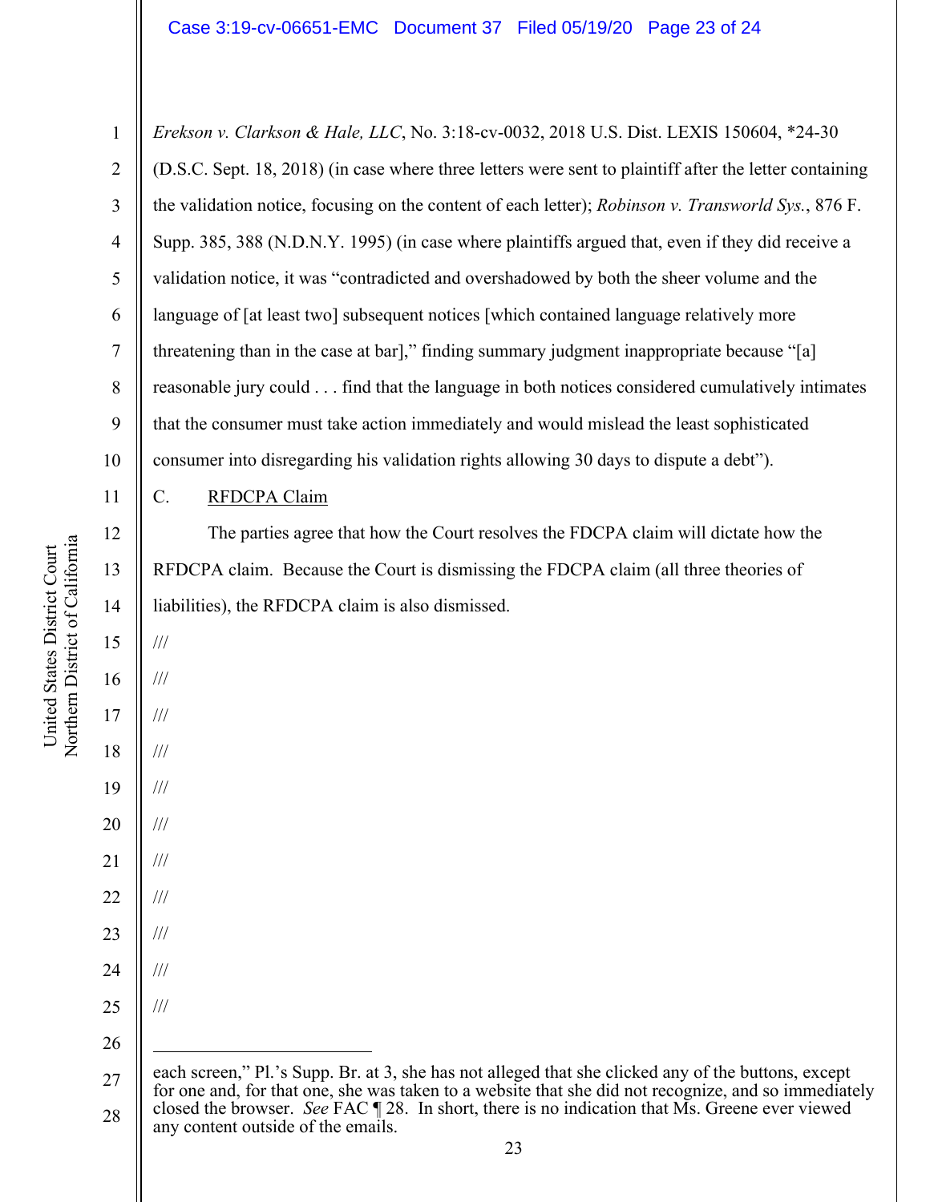*Erekson v. Clarkson & Hale, LLC*, No. 3:18-cv-0032, 2018 U.S. Dist. LEXIS 150604, *24-30 (D.S.C. Sept. 18, 2018) (in case where three letters were sent to plaintiff after the letter containing the validation notice, focusing on the content of each letter); *Robinson v. Transworld Sys.*, 876 F. Supp. 385, 388 (N.D.N.Y. 1995) (in case where plaintiffs argued that, even if they did receive a validation notice, it was "contradicted and overshadowed by both the sheer volume and the language of [at least two] subsequent notices [which contained language relatively more threatening than in the case at bar]," finding summary judgment inappropriate because "[a] reasonable jury could . . . find that the language in both notices considered cumulatively intimates that the consumer must take action immediately and would mislead the least sophisticated consumer into disregarding his validation rights allowing 30 days to dispute a debt").

C. RFDCPA Claim

The parties agree that how the Court resolves the FDCPA claim will dictate how the RFDCPA claim. Because the Court is dismissing the FDCPA claim (all three theories of liabilities), the RFDCPA claim is also dismissed.

///

///

///

///

///

///

///

///

///

///

///

---

each screen," Pl.'s Supp. Br. at 3, she has not alleged that she clicked any of the buttons, except for one and, for that one, she was taken to a website that she did not recognize, and so immediately closed the browser. *See* FAC ¶ 28. In short, there is no indication that Ms. Greene ever viewed any content outside of the emails.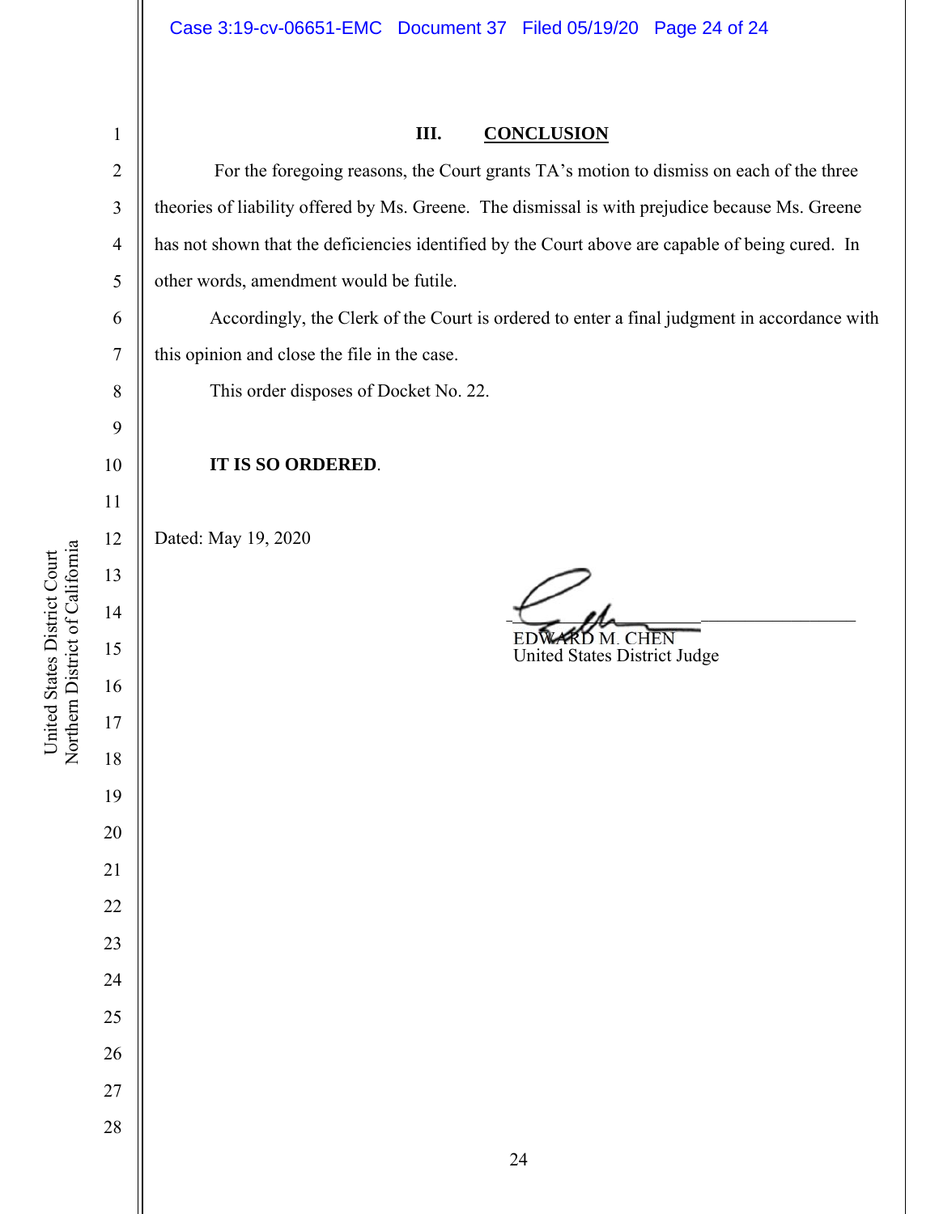### III. CONCLUSION

For the foregoing reasons, the Court grants TA's motion to dismiss on each of the three theories of liability offered by Ms. Greene. The dismissal is with prejudice because Ms. Greene has not shown that the deficiencies identified by the Court above are capable of being cured. In other words, amendment would be futile.

Accordingly, the Clerk of the Court is ordered to enter a final judgment in accordance with this opinion and close the file in the case.

This order disposes of Docket No. 22.

**IT IS SO ORDERED**.

Dated: May 19, 2020

EDWARD M. CHEN
United States District Judge